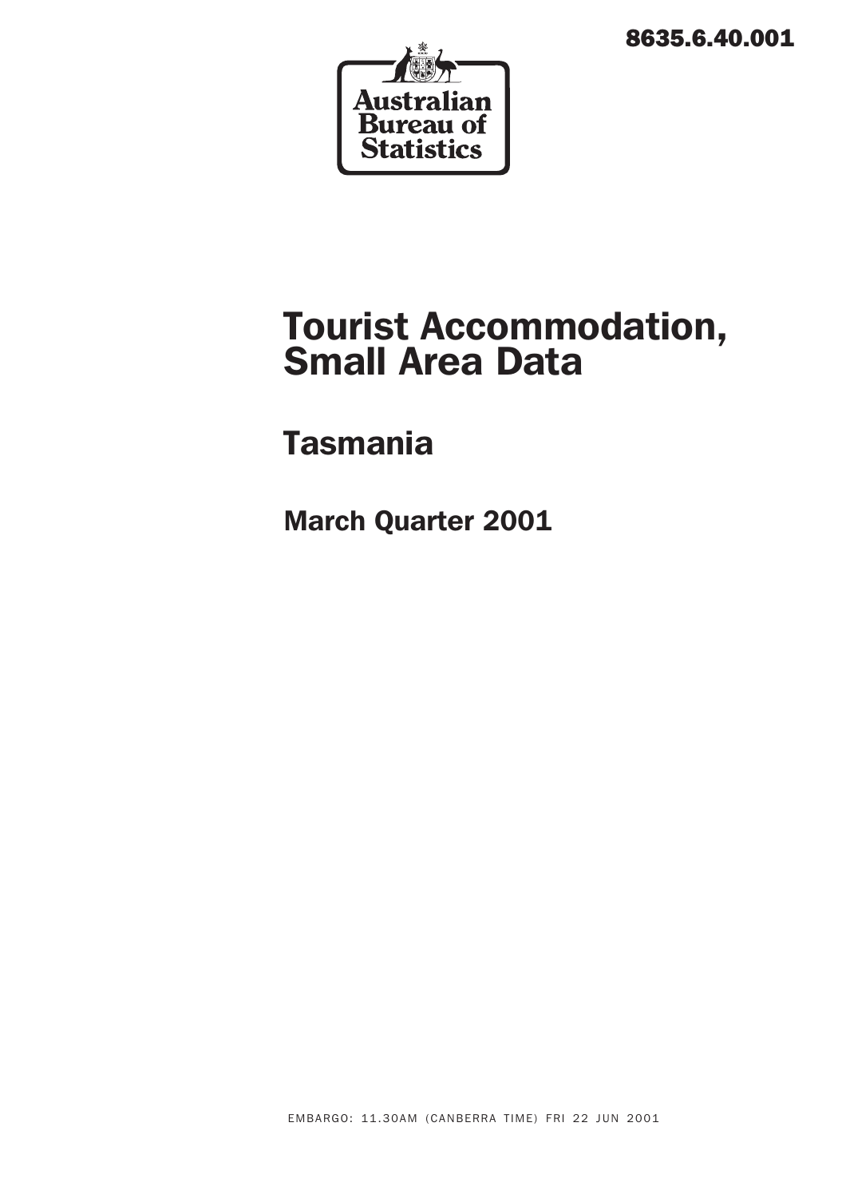8635.6.40.001

Australian Bureau of Statistics

# Tourist Accommodation, Small Area Data

## Tasmania

### March Quarter 2001

EMBARGO: 11.30AM (CANBERRA TIME) FRI 22 JUN 2001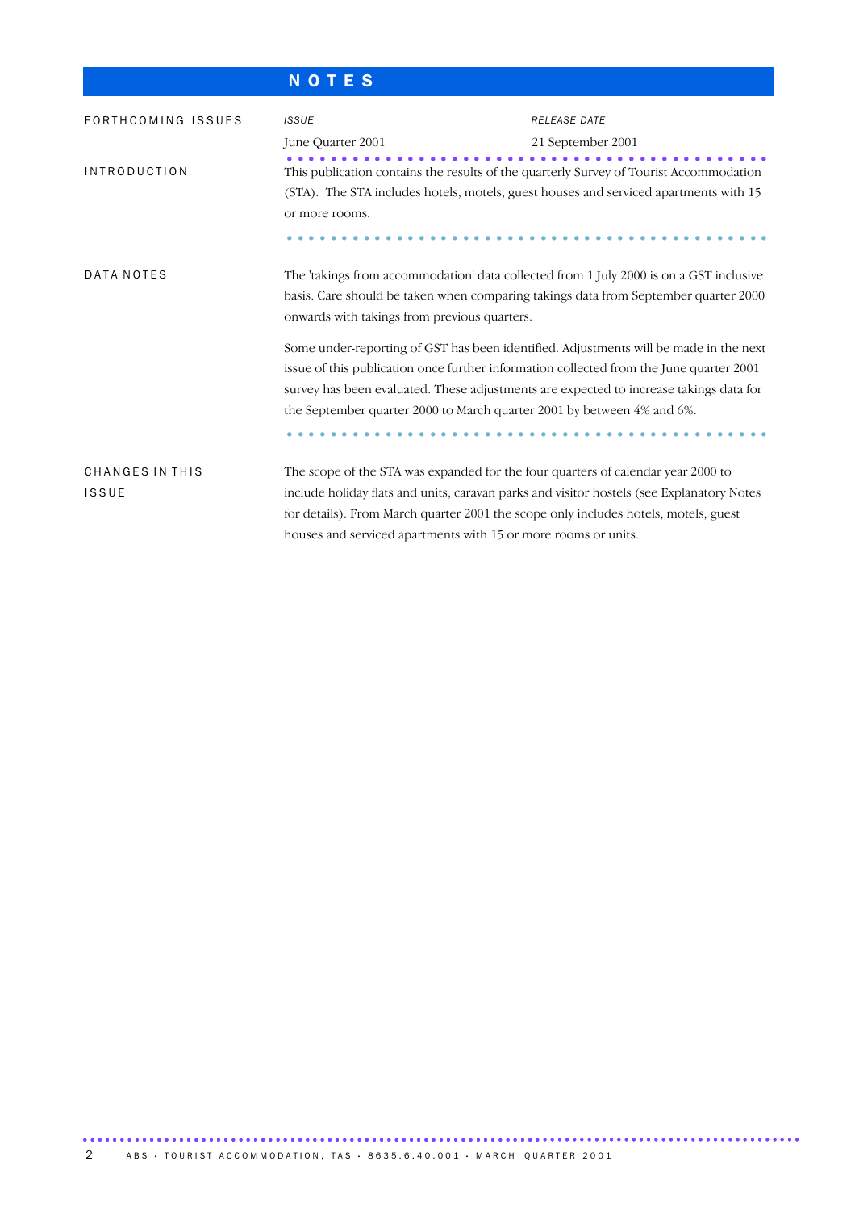# NOTES

## FORTHCOMING ISSUES

| *ISSUE* | *RELEASE DATE* |
| --- | --- |
| June Quarter 2001 | 21 September 2001 |

## INTRODUCTION

This publication contains the results of the quarterly Survey of Tourist Accommodation (STA). The STA includes hotels, motels, guest houses and serviced apartments with 15 or more rooms.

## DATA NOTES

The 'takings from accommodation' data collected from 1 July 2000 is on a GST inclusive basis. Care should be taken when comparing takings data from September quarter 2000 onwards with takings from previous quarters.

Some under-reporting of GST has been identified. Adjustments will be made in the next issue of this publication once further information collected from the June quarter 2001 survey has been evaluated. These adjustments are expected to increase takings data for the September quarter 2000 to March quarter 2001 by between 4% and 6%.

## CHANGES IN THIS ISSUE

The scope of the STA was expanded for the four quarters of calendar year 2000 to include holiday flats and units, caravan parks and visitor hostels (see Explanatory Notes for details). From March quarter 2001 the scope only includes hotels, motels, guest houses and serviced apartments with 15 or more rooms or units.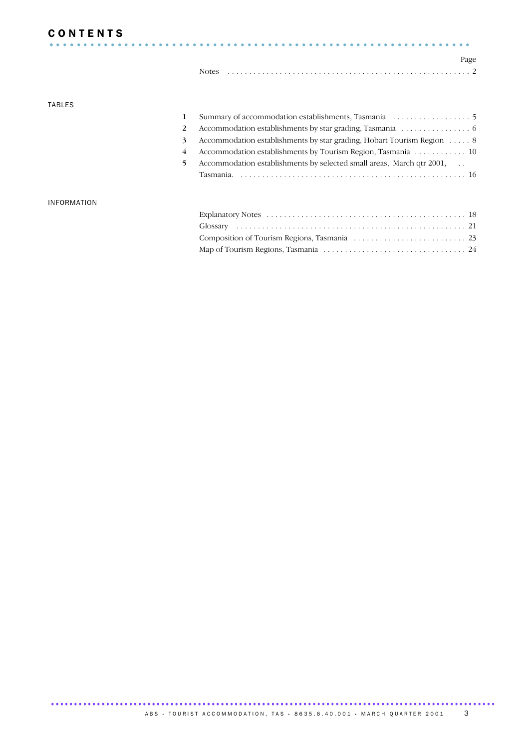# CONTENTS

| | | Page |
|---|---|---|
| | Notes | 2 |

TABLES

| | | |
|---|---|---|
| 1 | Summary of accommodation establishments, Tasmania | 5 |
| 2 | Accommodation establishments by star grading, Tasmania | 6 |
| 3 | Accommodation establishments by star grading, Hobart Tourism Region | 8 |
| 4 | Accommodation establishments by Tourism Region, Tasmania | 10 |
| 5 | Accommodation establishments by selected small areas, March qtr 2001, Tasmania. | 16 |

INFORMATION

| | |
|---|---|
| Explanatory Notes | 18 |
| Glossary | 21 |
| Composition of Tourism Regions, Tasmania | 23 |
| Map of Tourism Regions, Tasmania | 24 |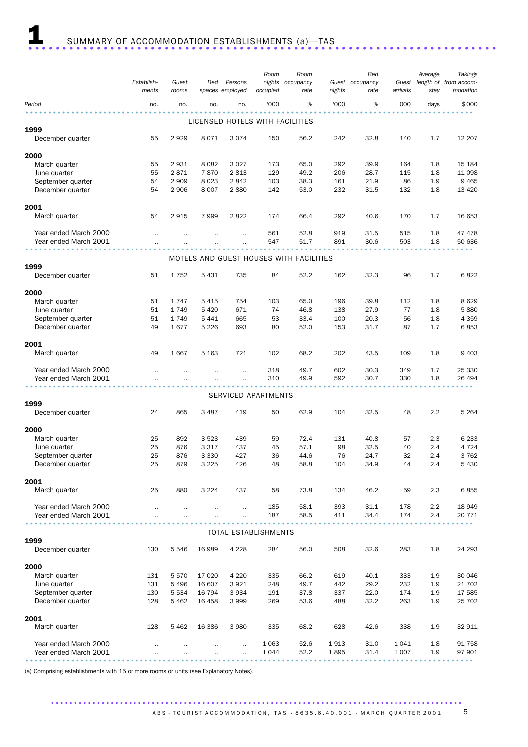# 1 SUMMARY OF ACCOMMODATION ESTABLISHMENTS (a)—TAS

| Period | Establishments | Guest rooms | Bed spaces | Persons employed | Room nights occupied | Room occupancy rate | Guest nights | Bed occupancy rate | Guest arrivals | Average length of stay | Takings from accommodation |
|---|---|---|---|---|---|---|---|---|---|---|---|
| | no. | no. | no. | no. | '000 | % | '000 | % | '000 | days | $'000 |
| **LICENSED HOTELS WITH FACILITIES** | | | | | | | | | | | |
| **1999** | | | | | | | | | | | |
| December quarter | 55 | 2 929 | 8 071 | 3 074 | 150 | 56.2 | 242 | 32.8 | 140 | 1.7 | 12 207 |
| **2000** | | | | | | | | | | | |
| March quarter | 55 | 2 931 | 8 082 | 3 027 | 173 | 65.0 | 292 | 39.9 | 164 | 1.8 | 15 184 |
| June quarter | 55 | 2 871 | 7 870 | 2 813 | 129 | 49.2 | 206 | 28.7 | 115 | 1.8 | 11 098 |
| September quarter | 54 | 2 909 | 8 023 | 2 842 | 103 | 38.3 | 161 | 21.9 | 86 | 1.9 | 9 465 |
| December quarter | 54 | 2 906 | 8 007 | 2 880 | 142 | 53.0 | 232 | 31.5 | 132 | 1.8 | 13 420 |
| **2001** | | | | | | | | | | | |
| March quarter | 54 | 2 915 | 7 999 | 2 822 | 174 | 66.4 | 292 | 40.6 | 170 | 1.7 | 16 653 |
| Year ended March 2000 | .. | .. | .. | .. | 561 | 52.8 | 919 | 31.5 | 515 | 1.8 | 47 478 |
| Year ended March 2001 | .. | .. | .. | .. | 547 | 51.7 | 891 | 30.6 | 503 | 1.8 | 50 636 |
| **MOTELS AND GUEST HOUSES WITH FACILITIES** | | | | | | | | | | | |
| **1999** | | | | | | | | | | | |
| December quarter | 51 | 1 752 | 5 431 | 735 | 84 | 52.2 | 162 | 32.3 | 96 | 1.7 | 6 822 |
| **2000** | | | | | | | | | | | |
| March quarter | 51 | 1 747 | 5 415 | 754 | 103 | 65.0 | 196 | 39.8 | 112 | 1.8 | 8 629 |
| June quarter | 51 | 1 749 | 5 420 | 671 | 74 | 46.8 | 138 | 27.9 | 77 | 1.8 | 5 880 |
| September quarter | 51 | 1 749 | 5 441 | 665 | 53 | 33.4 | 100 | 20.3 | 56 | 1.8 | 4 359 |
| December quarter | 49 | 1 677 | 5 226 | 693 | 80 | 52.0 | 153 | 31.7 | 87 | 1.7 | 6 853 |
| **2001** | | | | | | | | | | | |
| March quarter | 49 | 1 667 | 5 163 | 721 | 102 | 68.2 | 202 | 43.5 | 109 | 1.8 | 9 403 |
| Year ended March 2000 | .. | .. | .. | .. | 318 | 49.7 | 602 | 30.3 | 349 | 1.7 | 25 330 |
| Year ended March 2001 | .. | .. | .. | .. | 310 | 49.9 | 592 | 30.7 | 330 | 1.8 | 26 494 |
| **SERVICED APARTMENTS** | | | | | | | | | | | |
| **1999** | | | | | | | | | | | |
| December quarter | 24 | 865 | 3 487 | 419 | 50 | 62.9 | 104 | 32.5 | 48 | 2.2 | 5 264 |
| **2000** | | | | | | | | | | | |
| March quarter | 25 | 892 | 3 523 | 439 | 59 | 72.4 | 131 | 40.8 | 57 | 2.3 | 6 233 |
| June quarter | 25 | 876 | 3 317 | 437 | 45 | 57.1 | 98 | 32.5 | 40 | 2.4 | 4 724 |
| September quarter | 25 | 876 | 3 330 | 427 | 36 | 44.6 | 76 | 24.7 | 32 | 2.4 | 3 762 |
| December quarter | 25 | 879 | 3 225 | 426 | 48 | 58.8 | 104 | 34.9 | 44 | 2.4 | 5 430 |
| **2001** | | | | | | | | | | | |
| March quarter | 25 | 880 | 3 224 | 437 | 58 | 73.8 | 134 | 46.2 | 59 | 2.3 | 6 855 |
| Year ended March 2000 | .. | .. | .. | .. | 185 | 58.1 | 393 | 31.1 | 178 | 2.2 | 18 949 |
| Year ended March 2001 | .. | .. | .. | .. | 187 | 58.5 | 411 | 34.4 | 174 | 2.4 | 20 771 |
| **TOTAL ESTABLISHMENTS** | | | | | | | | | | | |
| **1999** | | | | | | | | | | | |
| December quarter | 130 | 5 546 | 16 989 | 4 228 | 284 | 56.0 | 508 | 32.6 | 283 | 1.8 | 24 293 |
| **2000** | | | | | | | | | | | |
| March quarter | 131 | 5 570 | 17 020 | 4 220 | 335 | 66.2 | 619 | 40.1 | 333 | 1.9 | 30 046 |
| June quarter | 131 | 5 496 | 16 607 | 3 921 | 248 | 49.7 | 442 | 29.2 | 232 | 1.9 | 21 702 |
| September quarter | 130 | 5 534 | 16 794 | 3 934 | 191 | 37.8 | 337 | 22.0 | 174 | 1.9 | 17 585 |
| December quarter | 128 | 5 462 | 16 458 | 3 999 | 269 | 53.6 | 488 | 32.2 | 263 | 1.9 | 25 702 |
| **2001** | | | | | | | | | | | |
| March quarter | 128 | 5 462 | 16 386 | 3 980 | 335 | 68.2 | 628 | 42.6 | 338 | 1.9 | 32 911 |
| Year ended March 2000 | .. | .. | .. | .. | 1 063 | 52.6 | 1 913 | 31.0 | 1 041 | 1.8 | 91 758 |
| Year ended March 2001 | .. | .. | .. | .. | 1 044 | 52.2 | 1 895 | 31.4 | 1 007 | 1.9 | 97 901 |

(a) Comprising establishments with 15 or more rooms or units (see Explanatory Notes).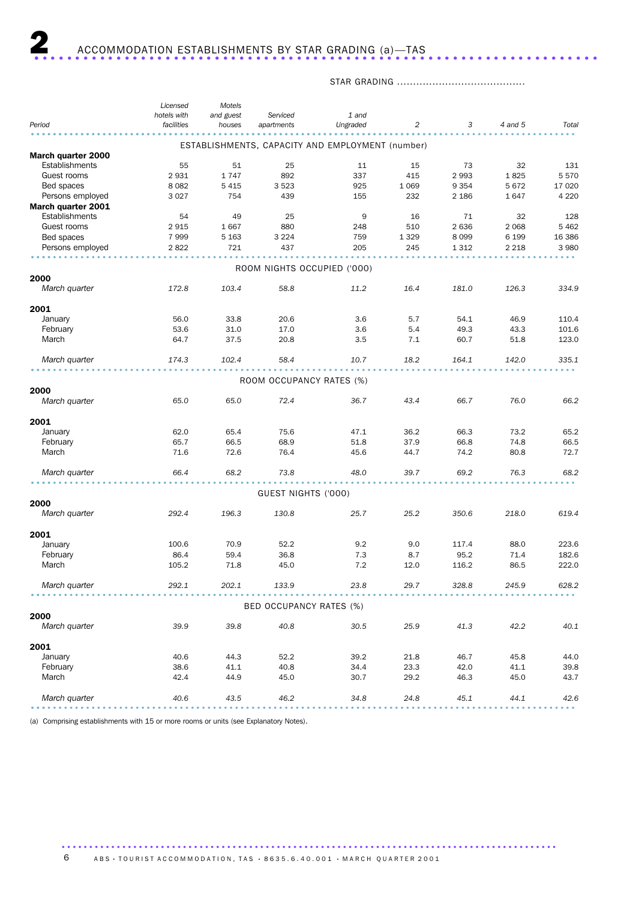## 2 ACCOMMODATION ESTABLISHMENTS BY STAR GRADING (a)—TAS

| Period | Licensed hotels with facilities | Motels and guest houses | Serviced apartments | STAR GRADING: 1 and Ungraded | 2 | 3 | 4 and 5 | Total |
|---|---|---|---|---|---|---|---|---|
| | | | ESTABLISHMENTS, CAPACITY AND EMPLOYMENT (number) | | | | | |
| **March quarter 2000** | | | | | | | | |
| Establishments | 55 | 51 | 25 | 11 | 15 | 73 | 32 | 131 |
| Guest rooms | 2 931 | 1 747 | 892 | 337 | 415 | 2 993 | 1 825 | 5 570 |
| Bed spaces | 8 082 | 5 415 | 3 523 | 925 | 1 069 | 9 354 | 5 672 | 17 020 |
| Persons employed | 3 027 | 754 | 439 | 155 | 232 | 2 186 | 1 647 | 4 220 |
| **March quarter 2001** | | | | | | | | |
| Establishments | 54 | 49 | 25 | 9 | 16 | 71 | 32 | 128 |
| Guest rooms | 2 915 | 1 667 | 880 | 248 | 510 | 2 636 | 2 068 | 5 462 |
| Bed spaces | 7 999 | 5 163 | 3 224 | 759 | 1 329 | 8 099 | 6 199 | 16 386 |
| Persons employed | 2 822 | 721 | 437 | 205 | 245 | 1 312 | 2 218 | 3 980 |
| | | | ROOM NIGHTS OCCUPIED ('000) | | | | | |
| **2000** | | | | | | | | |
| *March quarter* | *172.8* | *103.4* | *58.8* | *11.2* | *16.4* | *181.0* | *126.3* | *334.9* |
| **2001** | | | | | | | | |
| January | 56.0 | 33.8 | 20.6 | 3.6 | 5.7 | 54.1 | 46.9 | 110.4 |
| February | 53.6 | 31.0 | 17.0 | 3.6 | 5.4 | 49.3 | 43.3 | 101.6 |
| March | 64.7 | 37.5 | 20.8 | 3.5 | 7.1 | 60.7 | 51.8 | 123.0 |
| *March quarter* | *174.3* | *102.4* | *58.4* | *10.7* | *18.2* | *164.1* | *142.0* | *335.1* |
| | | | ROOM OCCUPANCY RATES (%) | | | | | |
| **2000** | | | | | | | | |
| *March quarter* | *65.0* | *65.0* | *72.4* | *36.7* | *43.4* | *66.7* | *76.0* | *66.2* |
| **2001** | | | | | | | | |
| January | 62.0 | 65.4 | 75.6 | 47.1 | 36.2 | 66.3 | 73.2 | 65.2 |
| February | 65.7 | 66.5 | 68.9 | 51.8 | 37.9 | 66.8 | 74.8 | 66.5 |
| March | 71.6 | 72.6 | 76.4 | 45.6 | 44.7 | 74.2 | 80.8 | 72.7 |
| *March quarter* | *66.4* | *68.2* | *73.8* | *48.0* | *39.7* | *69.2* | *76.3* | *68.2* |
| | | | GUEST NIGHTS ('000) | | | | | |
| **2000** | | | | | | | | |
| *March quarter* | *292.4* | *196.3* | *130.8* | *25.7* | *25.2* | *350.6* | *218.0* | *619.4* |
| **2001** | | | | | | | | |
| January | 100.6 | 70.9 | 52.2 | 9.2 | 9.0 | 117.4 | 88.0 | 223.6 |
| February | 86.4 | 59.4 | 36.8 | 7.3 | 8.7 | 95.2 | 71.4 | 182.6 |
| March | 105.2 | 71.8 | 45.0 | 7.2 | 12.0 | 116.2 | 86.5 | 222.0 |
| *March quarter* | *292.1* | *202.1* | *133.9* | *23.8* | *29.7* | *328.8* | *245.9* | *628.2* |
| | | | BED OCCUPANCY RATES (%) | | | | | |
| **2000** | | | | | | | | |
| *March quarter* | *39.9* | *39.8* | *40.8* | *30.5* | *25.9* | *41.3* | *42.2* | *40.1* |
| **2001** | | | | | | | | |
| January | 40.6 | 44.3 | 52.2 | 39.2 | 21.8 | 46.7 | 45.8 | 44.0 |
| February | 38.6 | 41.1 | 40.8 | 34.4 | 23.3 | 42.0 | 41.1 | 39.8 |
| March | 42.4 | 44.9 | 45.0 | 30.7 | 29.2 | 46.3 | 45.0 | 43.7 |
| *March quarter* | *40.6* | *43.5* | *46.2* | *34.8* | *24.8* | *45.1* | *44.1* | *42.6* |

(a) Comprising establishments with 15 or more rooms or units (see Explanatory Notes).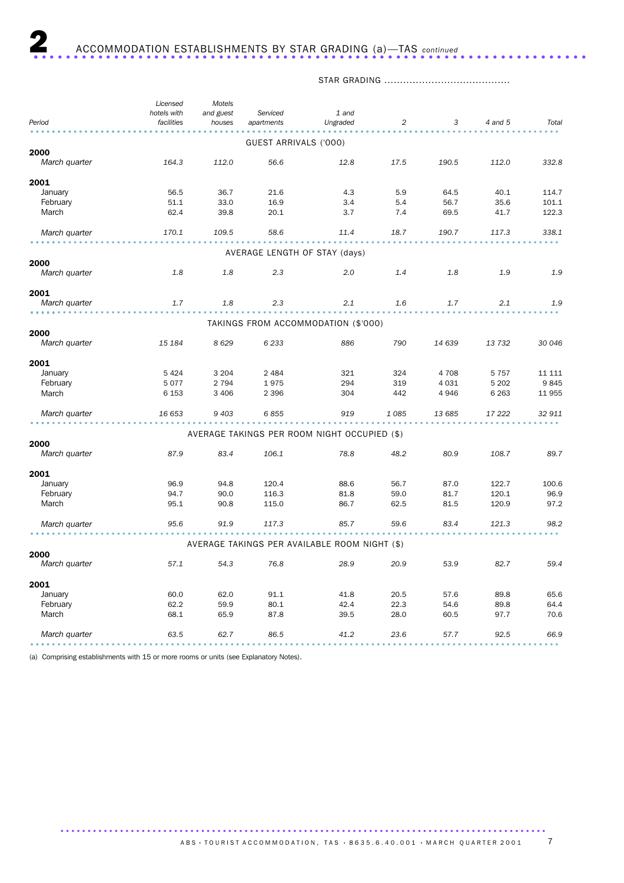# 2 ACCOMMODATION ESTABLISHMENTS BY STAR GRADING (a)—TAS *continued*

| Period | Licensed hotels with facilities | Motels and guest houses | Serviced apartments | STAR GRADING 1 and Ungraded | 2 | 3 | 4 and 5 | Total |
|---|---|---|---|---|---|---|---|---|
| **GUEST ARRIVALS ('000)** | | | | | | | | |
| **2000** | | | | | | | | |
| *March quarter* | *164.3* | *112.0* | *56.6* | *12.8* | *17.5* | *190.5* | *112.0* | *332.8* |
| **2001** | | | | | | | | |
| January | 56.5 | 36.7 | 21.6 | 4.3 | 5.9 | 64.5 | 40.1 | 114.7 |
| February | 51.1 | 33.0 | 16.9 | 3.4 | 5.4 | 56.7 | 35.6 | 101.1 |
| March | 62.4 | 39.8 | 20.1 | 3.7 | 7.4 | 69.5 | 41.7 | 122.3 |
| *March quarter* | *170.1* | *109.5* | *58.6* | *11.4* | *18.7* | *190.7* | *117.3* | *338.1* |
| **AVERAGE LENGTH OF STAY (days)** | | | | | | | | |
| **2000** | | | | | | | | |
| *March quarter* | *1.8* | *1.8* | *2.3* | *2.0* | *1.4* | *1.8* | *1.9* | *1.9* |
| **2001** | | | | | | | | |
| *March quarter* | *1.7* | *1.8* | *2.3* | *2.1* | *1.6* | *1.7* | *2.1* | *1.9* |
| **TAKINGS FROM ACCOMMODATION ($'000)** | | | | | | | | |
| **2000** | | | | | | | | |
| *March quarter* | *15 184* | *8 629* | *6 233* | *886* | *790* | *14 639* | *13 732* | *30 046* |
| **2001** | | | | | | | | |
| January | 5 424 | 3 204 | 2 484 | 321 | 324 | 4 708 | 5 757 | 11 111 |
| February | 5 077 | 2 794 | 1 975 | 294 | 319 | 4 031 | 5 202 | 9 845 |
| March | 6 153 | 3 406 | 2 396 | 304 | 442 | 4 946 | 6 263 | 11 955 |
| *March quarter* | *16 653* | *9 403* | *6 855* | *919* | *1 085* | *13 685* | *17 222* | *32 911* |
| **AVERAGE TAKINGS PER ROOM NIGHT OCCUPIED ($)** | | | | | | | | |
| **2000** | | | | | | | | |
| *March quarter* | *87.9* | *83.4* | *106.1* | *78.8* | *48.2* | *80.9* | *108.7* | *89.7* |
| **2001** | | | | | | | | |
| January | 96.9 | 94.8 | 120.4 | 88.6 | 56.7 | 87.0 | 122.7 | 100.6 |
| February | 94.7 | 90.0 | 116.3 | 81.8 | 59.0 | 81.7 | 120.1 | 96.9 |
| March | 95.1 | 90.8 | 115.0 | 86.7 | 62.5 | 81.5 | 120.9 | 97.2 |
| *March quarter* | *95.6* | *91.9* | *117.3* | *85.7* | *59.6* | *83.4* | *121.3* | *98.2* |
| **AVERAGE TAKINGS PER AVAILABLE ROOM NIGHT ($)** | | | | | | | | |
| **2000** | | | | | | | | |
| *March quarter* | *57.1* | *54.3* | *76.8* | *28.9* | *20.9* | *53.9* | *82.7* | *59.4* |
| **2001** | | | | | | | | |
| January | 60.0 | 62.0 | 91.1 | 41.8 | 20.5 | 57.6 | 89.8 | 65.6 |
| February | 62.2 | 59.9 | 80.1 | 42.4 | 22.3 | 54.6 | 89.8 | 64.4 |
| March | 68.1 | 65.9 | 87.8 | 39.5 | 28.0 | 60.5 | 97.7 | 70.6 |
| *March quarter* | *63.5* | *62.7* | *86.5* | *41.2* | *23.6* | *57.7* | *92.5* | *66.9* |

(a) Comprising establishments with 15 or more rooms or units (see Explanatory Notes).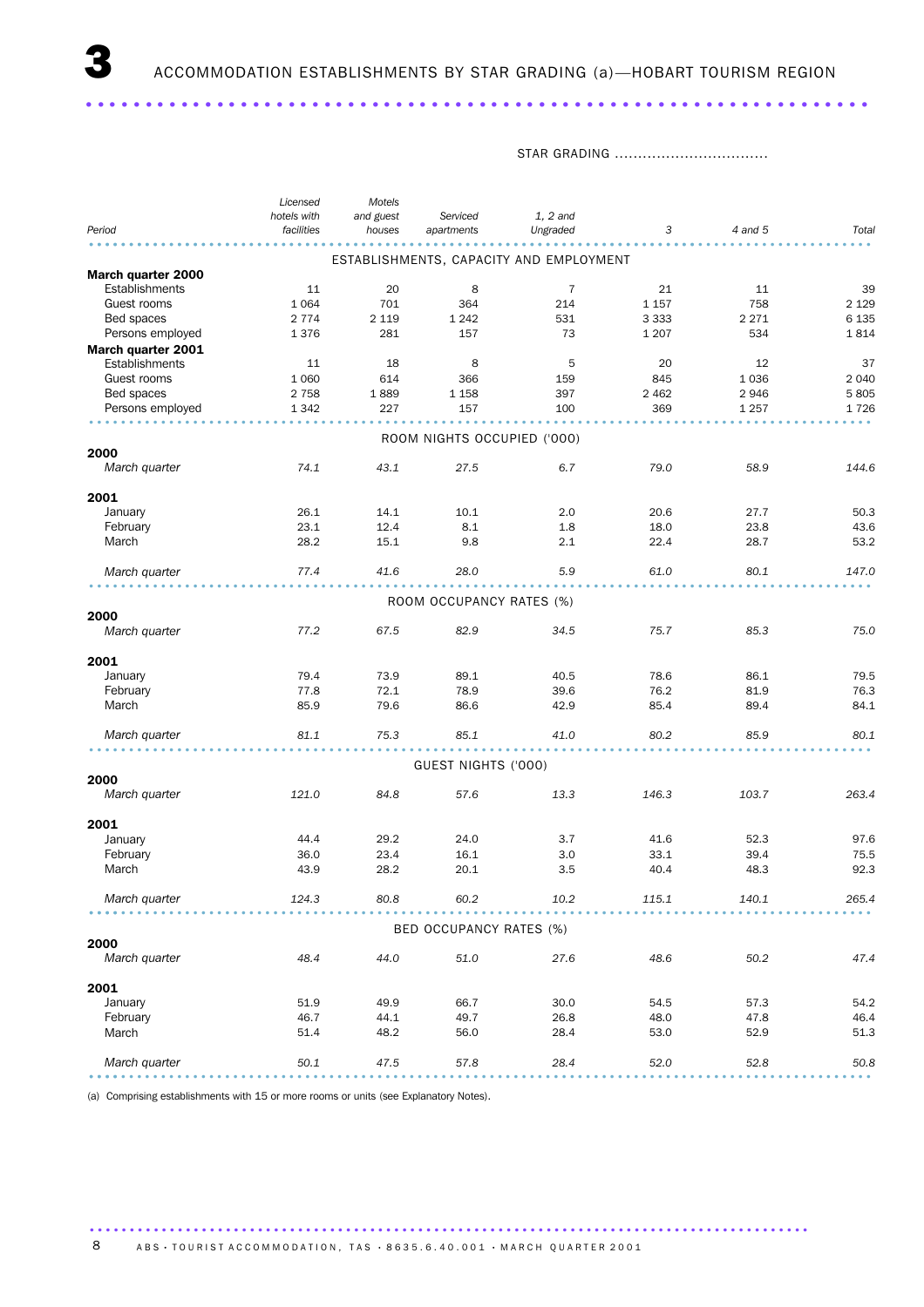# 3 ACCOMMODATION ESTABLISHMENTS BY STAR GRADING (a)—HOBART TOURISM REGION

| Period | Licensed hotels with facilities | Motels and guest houses | Serviced apartments | STAR GRADING 1, 2 and Ungraded | 3 | 4 and 5 | Total |
|---|---|---|---|---|---|---|---|
| **ESTABLISHMENTS, CAPACITY AND EMPLOYMENT** | | | | | | | |
| **March quarter 2000** | | | | | | | |
| Establishments | 11 | 20 | 8 | 7 | 21 | 11 | 39 |
| Guest rooms | 1 064 | 701 | 364 | 214 | 1 157 | 758 | 2 129 |
| Bed spaces | 2 774 | 2 119 | 1 242 | 531 | 3 333 | 2 271 | 6 135 |
| Persons employed | 1 376 | 281 | 157 | 73 | 1 207 | 534 | 1 814 |
| **March quarter 2001** | | | | | | | |
| Establishments | 11 | 18 | 8 | 5 | 20 | 12 | 37 |
| Guest rooms | 1 060 | 614 | 366 | 159 | 845 | 1 036 | 2 040 |
| Bed spaces | 2 758 | 1 889 | 1 158 | 397 | 2 462 | 2 946 | 5 805 |
| Persons employed | 1 342 | 227 | 157 | 100 | 369 | 1 257 | 1 726 |
| **ROOM NIGHTS OCCUPIED ('000)** | | | | | | | |
| **2000** | | | | | | | |
| *March quarter* | *74.1* | *43.1* | *27.5* | *6.7* | *79.0* | *58.9* | *144.6* |
| **2001** | | | | | | | |
| January | 26.1 | 14.1 | 10.1 | 2.0 | 20.6 | 27.7 | 50.3 |
| February | 23.1 | 12.4 | 8.1 | 1.8 | 18.0 | 23.8 | 43.6 |
| March | 28.2 | 15.1 | 9.8 | 2.1 | 22.4 | 28.7 | 53.2 |
| *March quarter* | *77.4* | *41.6* | *28.0* | *5.9* | *61.0* | *80.1* | *147.0* |
| **ROOM OCCUPANCY RATES (%)** | | | | | | | |
| **2000** | | | | | | | |
| *March quarter* | *77.2* | *67.5* | *82.9* | *34.5* | *75.7* | *85.3* | *75.0* |
| **2001** | | | | | | | |
| January | 79.4 | 73.9 | 89.1 | 40.5 | 78.6 | 86.1 | 79.5 |
| February | 77.8 | 72.1 | 78.9 | 39.6 | 76.2 | 81.9 | 76.3 |
| March | 85.9 | 79.6 | 86.6 | 42.9 | 85.4 | 89.4 | 84.1 |
| *March quarter* | *81.1* | *75.3* | *85.1* | *41.0* | *80.2* | *85.9* | *80.1* |
| **GUEST NIGHTS ('000)** | | | | | | | |
| **2000** | | | | | | | |
| *March quarter* | *121.0* | *84.8* | *57.6* | *13.3* | *146.3* | *103.7* | *263.4* |
| **2001** | | | | | | | |
| January | 44.4 | 29.2 | 24.0 | 3.7 | 41.6 | 52.3 | 97.6 |
| February | 36.0 | 23.4 | 16.1 | 3.0 | 33.1 | 39.4 | 75.5 |
| March | 43.9 | 28.2 | 20.1 | 3.5 | 40.4 | 48.3 | 92.3 |
| *March quarter* | *124.3* | *80.8* | *60.2* | *10.2* | *115.1* | *140.1* | *265.4* |
| **BED OCCUPANCY RATES (%)** | | | | | | | |
| **2000** | | | | | | | |
| *March quarter* | *48.4* | *44.0* | *51.0* | *27.6* | *48.6* | *50.2* | *47.4* |
| **2001** | | | | | | | |
| January | 51.9 | 49.9 | 66.7 | 30.0 | 54.5 | 57.3 | 54.2 |
| February | 46.7 | 44.1 | 49.7 | 26.8 | 48.0 | 47.8 | 46.4 |
| March | 51.4 | 48.2 | 56.0 | 28.4 | 53.0 | 52.9 | 51.3 |
| *March quarter* | *50.1* | *47.5* | *57.8* | *28.4* | *52.0* | *52.8* | *50.8* |

(a) Comprising establishments with 15 or more rooms or units (see Explanatory Notes).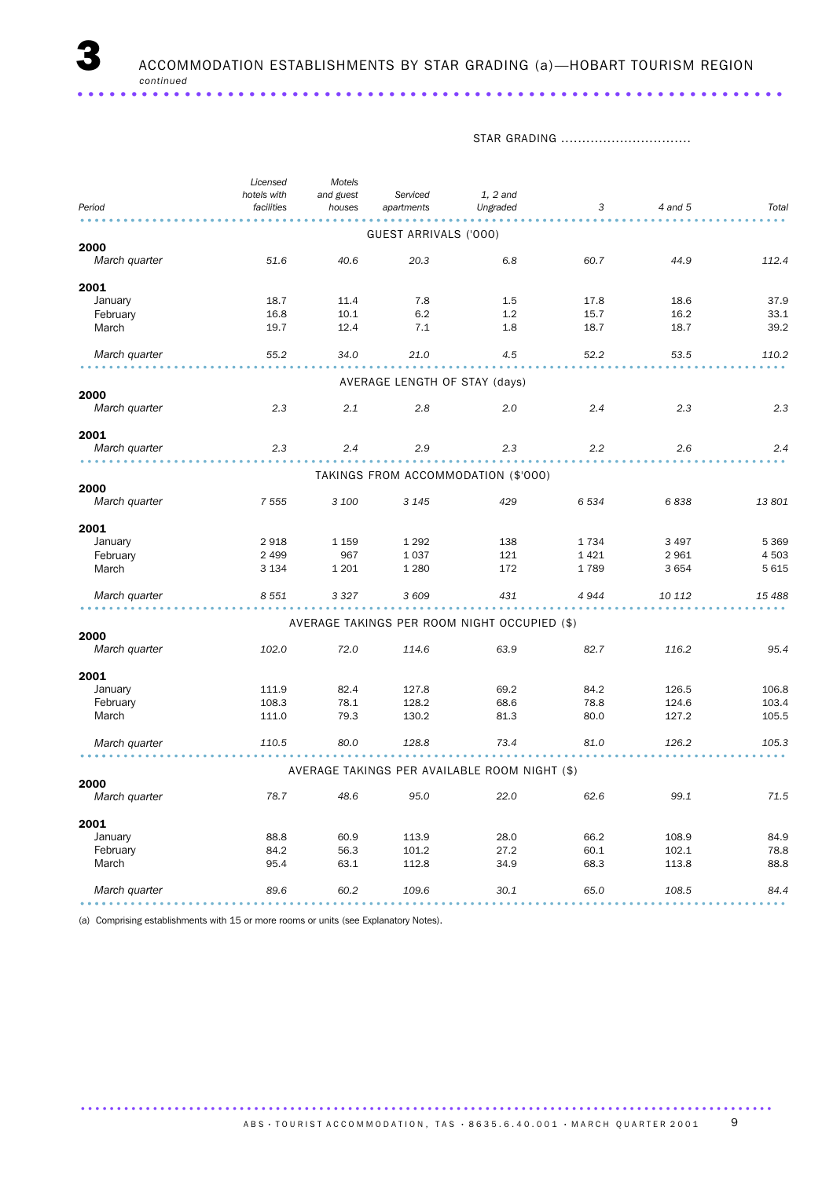# 3 ACCOMMODATION ESTABLISHMENTS BY STAR GRADING (a)—HOBART TOURISM REGION

*continued*

| Period | Licensed hotels with facilities | Motels and guest houses | Serviced apartments | STAR GRADING 1, 2 and Ungraded | 3 | 4 and 5 | Total |
|---|---|---|---|---|---|---|---|
| **GUEST ARRIVALS ('000)** | | | | | | | |
| **2000** | | | | | | | |
| *March quarter* | *51.6* | *40.6* | *20.3* | *6.8* | *60.7* | *44.9* | *112.4* |
| **2001** | | | | | | | |
| January | 18.7 | 11.4 | 7.8 | 1.5 | 17.8 | 18.6 | 37.9 |
| February | 16.8 | 10.1 | 6.2 | 1.2 | 15.7 | 16.2 | 33.1 |
| March | 19.7 | 12.4 | 7.1 | 1.8 | 18.7 | 18.7 | 39.2 |
| *March quarter* | *55.2* | *34.0* | *21.0* | *4.5* | *52.2* | *53.5* | *110.2* |
| **AVERAGE LENGTH OF STAY (days)** | | | | | | | |
| **2000** | | | | | | | |
| *March quarter* | *2.3* | *2.1* | *2.8* | *2.0* | *2.4* | *2.3* | *2.3* |
| **2001** | | | | | | | |
| *March quarter* | *2.3* | *2.4* | *2.9* | *2.3* | *2.2* | *2.6* | *2.4* |
| **TAKINGS FROM ACCOMMODATION ($'000)** | | | | | | | |
| **2000** | | | | | | | |
| *March quarter* | *7 555* | *3 100* | *3 145* | *429* | *6 534* | *6 838* | *13 801* |
| **2001** | | | | | | | |
| January | 2 918 | 1 159 | 1 292 | 138 | 1 734 | 3 497 | 5 369 |
| February | 2 499 | 967 | 1 037 | 121 | 1 421 | 2 961 | 4 503 |
| March | 3 134 | 1 201 | 1 280 | 172 | 1 789 | 3 654 | 5 615 |
| *March quarter* | *8 551* | *3 327* | *3 609* | *431* | *4 944* | *10 112* | *15 488* |
| **AVERAGE TAKINGS PER ROOM NIGHT OCCUPIED ($)** | | | | | | | |
| **2000** | | | | | | | |
| *March quarter* | *102.0* | *72.0* | *114.6* | *63.9* | *82.7* | *116.2* | *95.4* |
| **2001** | | | | | | | |
| January | 111.9 | 82.4 | 127.8 | 69.2 | 84.2 | 126.5 | 106.8 |
| February | 108.3 | 78.1 | 128.2 | 68.6 | 78.8 | 124.6 | 103.4 |
| March | 111.0 | 79.3 | 130.2 | 81.3 | 80.0 | 127.2 | 105.5 |
| *March quarter* | *110.5* | *80.0* | *128.8* | *73.4* | *81.0* | *126.2* | *105.3* |
| **AVERAGE TAKINGS PER AVAILABLE ROOM NIGHT ($)** | | | | | | | |
| **2000** | | | | | | | |
| *March quarter* | *78.7* | *48.6* | *95.0* | *22.0* | *62.6* | *99.1* | *71.5* |
| **2001** | | | | | | | |
| January | 88.8 | 60.9 | 113.9 | 28.0 | 66.2 | 108.9 | 84.9 |
| February | 84.2 | 56.3 | 101.2 | 27.2 | 60.1 | 102.1 | 78.8 |
| March | 95.4 | 63.1 | 112.8 | 34.9 | 68.3 | 113.8 | 88.8 |
| *March quarter* | *89.6* | *60.2* | *109.6* | *30.1* | *65.0* | *108.5* | *84.4* |

(a) Comprising establishments with 15 or more rooms or units (see Explanatory Notes).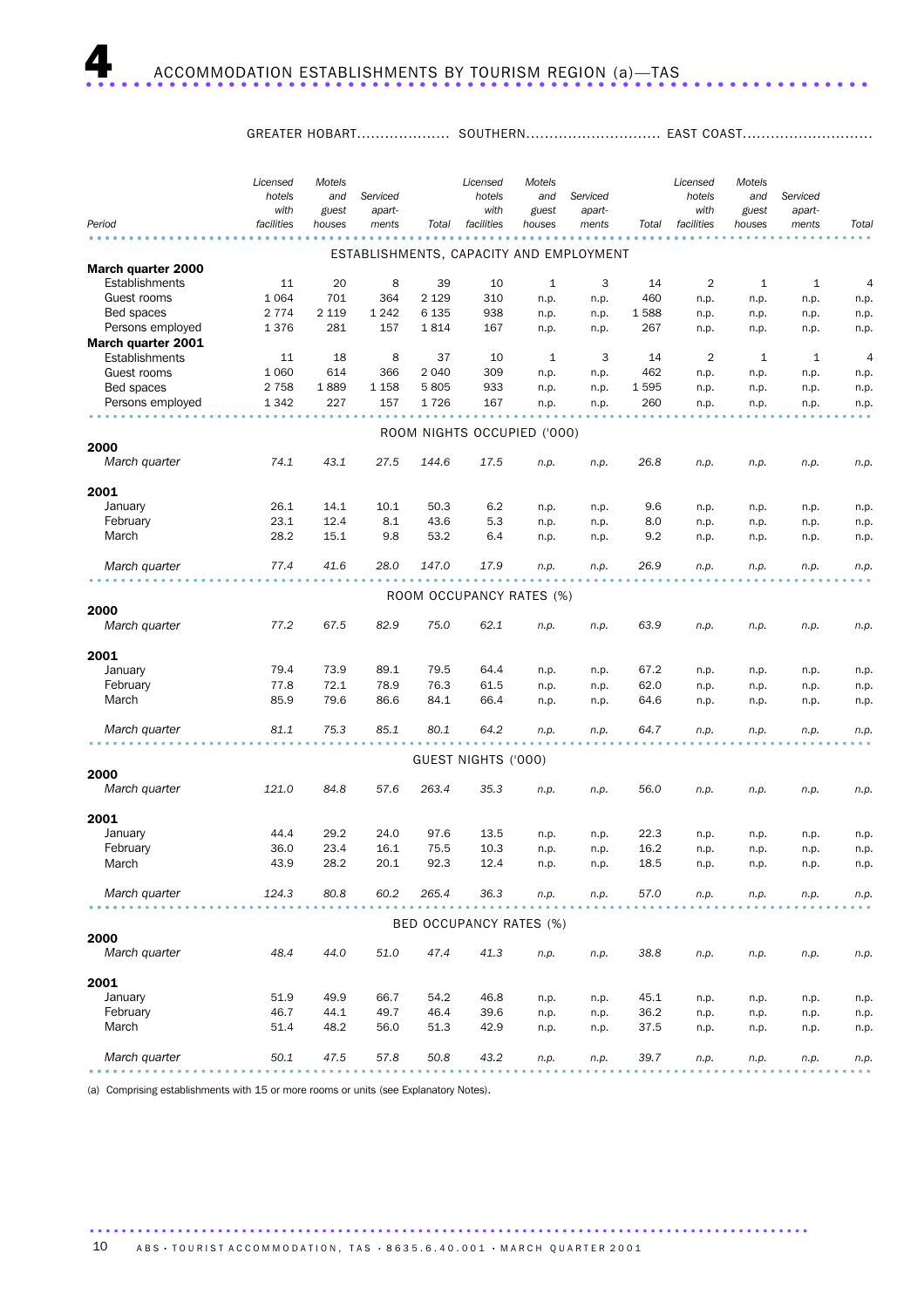# 4 ACCOMMODATION ESTABLISHMENTS BY TOURISM REGION (a)—TAS

| Period | GREATER HOBART | | | | SOUTHERN | | | | EAST COAST | | | |
|---|---|---|---|---|---|---|---|---|---|---|---|---|
| | *Licensed hotels with facilities* | *Motels and guest houses* | *Serviced apart-ments* | *Total* | *Licensed hotels with facilities* | *Motels and guest houses* | *Serviced apart-ments* | *Total* | *Licensed hotels with facilities* | *Motels and guest houses* | *Serviced apart-ments* | *Total* |
| | ESTABLISHMENTS, CAPACITY AND EMPLOYMENT | | | | | | | | | | | |
| **March quarter 2000** | | | | | | | | | | | | |
| Establishments | 11 | 20 | 8 | 39 | 10 | 1 | 3 | 14 | 2 | 1 | 1 | 4 |
| Guest rooms | 1 064 | 701 | 364 | 2 129 | 310 | n.p. | n.p. | 460 | n.p. | n.p. | n.p. | n.p. |
| Bed spaces | 2 774 | 2 119 | 1 242 | 6 135 | 938 | n.p. | n.p. | 1 588 | n.p. | n.p. | n.p. | n.p. |
| Persons employed | 1 376 | 281 | 157 | 1 814 | 167 | n.p. | n.p. | 267 | n.p. | n.p. | n.p. | n.p. |
| **March quarter 2001** | | | | | | | | | | | | |
| Establishments | 11 | 18 | 8 | 37 | 10 | 1 | 3 | 14 | 2 | 1 | 1 | 4 |
| Guest rooms | 1 060 | 614 | 366 | 2 040 | 309 | n.p. | n.p. | 462 | n.p. | n.p. | n.p. | n.p. |
| Bed spaces | 2 758 | 1 889 | 1 158 | 5 805 | 933 | n.p. | n.p. | 1 595 | n.p. | n.p. | n.p. | n.p. |
| Persons employed | 1 342 | 227 | 157 | 1 726 | 167 | n.p. | n.p. | 260 | n.p. | n.p. | n.p. | n.p. |
| | ROOM NIGHTS OCCUPIED ('000) | | | | | | | | | | | |
| **2000** | | | | | | | | | | | | |
| *March quarter* | *74.1* | *43.1* | *27.5* | *144.6* | *17.5* | *n.p.* | *n.p.* | *26.8* | *n.p.* | *n.p.* | *n.p.* | *n.p.* |
| **2001** | | | | | | | | | | | | |
| January | 26.1 | 14.1 | 10.1 | 50.3 | 6.2 | n.p. | n.p. | 9.6 | n.p. | n.p. | n.p. | n.p. |
| February | 23.1 | 12.4 | 8.1 | 43.6 | 5.3 | n.p. | n.p. | 8.0 | n.p. | n.p. | n.p. | n.p. |
| March | 28.2 | 15.1 | 9.8 | 53.2 | 6.4 | n.p. | n.p. | 9.2 | n.p. | n.p. | n.p. | n.p. |
| *March quarter* | *77.4* | *41.6* | *28.0* | *147.0* | *17.9* | *n.p.* | *n.p.* | *26.9* | *n.p.* | *n.p.* | *n.p.* | *n.p.* |
| | ROOM OCCUPANCY RATES (%) | | | | | | | | | | | |
| **2000** | | | | | | | | | | | | |
| *March quarter* | *77.2* | *67.5* | *82.9* | *75.0* | *62.1* | *n.p.* | *n.p.* | *63.9* | *n.p.* | *n.p.* | *n.p.* | *n.p.* |
| **2001** | | | | | | | | | | | | |
| January | 79.4 | 73.9 | 89.1 | 79.5 | 64.4 | n.p. | n.p. | 67.2 | n.p. | n.p. | n.p. | n.p. |
| February | 77.8 | 72.1 | 78.9 | 76.3 | 61.5 | n.p. | n.p. | 62.0 | n.p. | n.p. | n.p. | n.p. |
| March | 85.9 | 79.6 | 86.6 | 84.1 | 66.4 | n.p. | n.p. | 64.6 | n.p. | n.p. | n.p. | n.p. |
| *March quarter* | *81.1* | *75.3* | *85.1* | *80.1* | *64.2* | *n.p.* | *n.p.* | *64.7* | *n.p.* | *n.p.* | *n.p.* | *n.p.* |
| | GUEST NIGHTS ('000) | | | | | | | | | | | |
| **2000** | | | | | | | | | | | | |
| *March quarter* | *121.0* | *84.8* | *57.6* | *263.4* | *35.3* | *n.p.* | *n.p.* | *56.0* | *n.p.* | *n.p.* | *n.p.* | *n.p.* |
| **2001** | | | | | | | | | | | | |
| January | 44.4 | 29.2 | 24.0 | 97.6 | 13.5 | n.p. | n.p. | 22.3 | n.p. | n.p. | n.p. | n.p. |
| February | 36.0 | 23.4 | 16.1 | 75.5 | 10.3 | n.p. | n.p. | 16.2 | n.p. | n.p. | n.p. | n.p. |
| March | 43.9 | 28.2 | 20.1 | 92.3 | 12.4 | n.p. | n.p. | 18.5 | n.p. | n.p. | n.p. | n.p. |
| *March quarter* | *124.3* | *80.8* | *60.2* | *265.4* | *36.3* | *n.p.* | *n.p.* | *57.0* | *n.p.* | *n.p.* | *n.p.* | *n.p.* |
| | BED OCCUPANCY RATES (%) | | | | | | | | | | | |
| **2000** | | | | | | | | | | | | |
| *March quarter* | *48.4* | *44.0* | *51.0* | *47.4* | *41.3* | *n.p.* | *n.p.* | *38.8* | *n.p.* | *n.p.* | *n.p.* | *n.p.* |
| **2001** | | | | | | | | | | | | |
| January | 51.9 | 49.9 | 66.7 | 54.2 | 46.8 | n.p. | n.p. | 45.1 | n.p. | n.p. | n.p. | n.p. |
| February | 46.7 | 44.1 | 49.7 | 46.4 | 39.6 | n.p. | n.p. | 36.2 | n.p. | n.p. | n.p. | n.p. |
| March | 51.4 | 48.2 | 56.0 | 51.3 | 42.9 | n.p. | n.p. | 37.5 | n.p. | n.p. | n.p. | n.p. |
| *March quarter* | *50.1* | *47.5* | *57.8* | *50.8* | *43.2* | *n.p.* | *n.p.* | *39.7* | *n.p.* | *n.p.* | *n.p.* | *n.p.* |

(a) Comprising establishments with 15 or more rooms or units (see Explanatory Notes).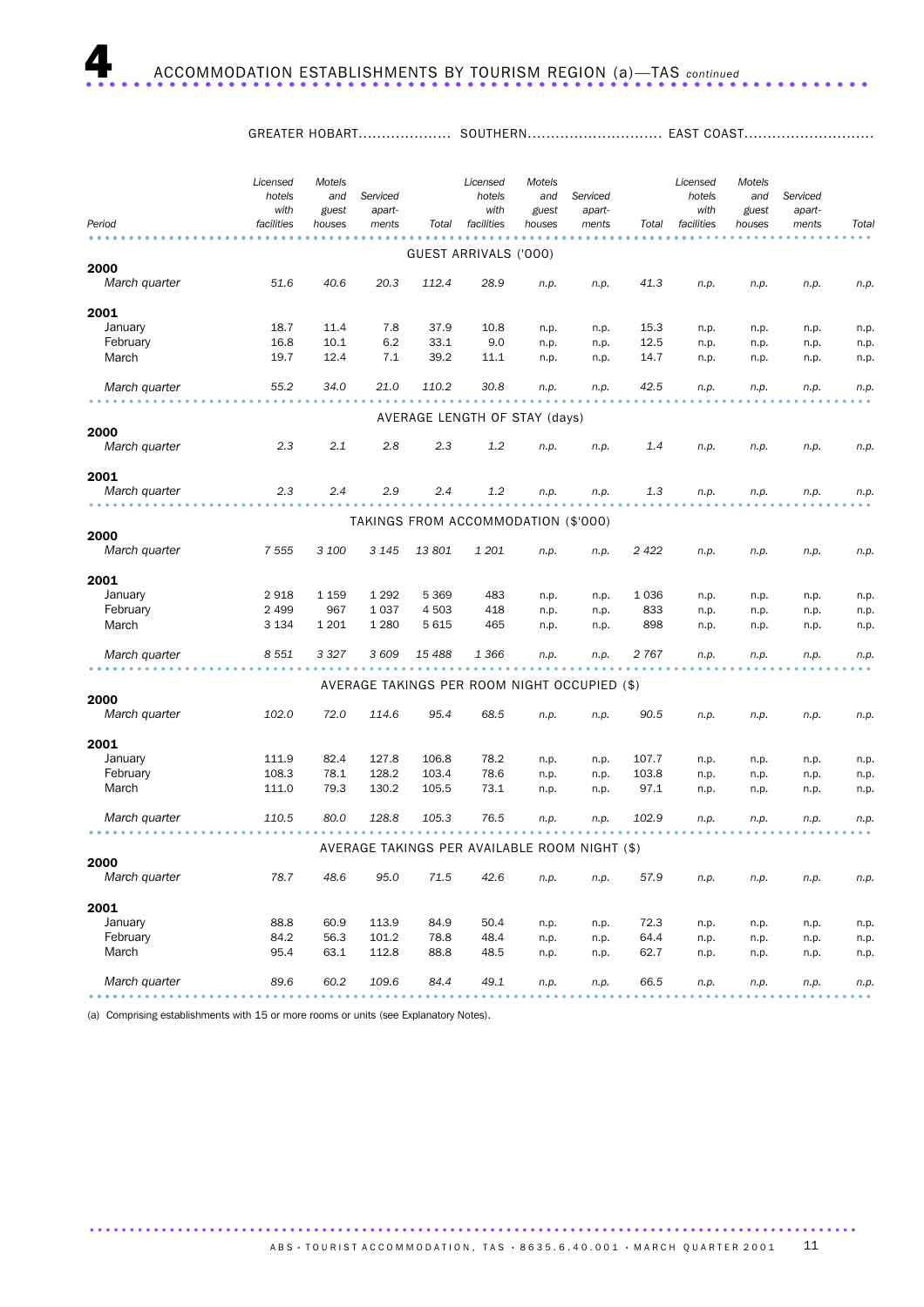# 4 ACCOMMODATION ESTABLISHMENTS BY TOURISM REGION (a)—TAS *continued*

| Period | GREATER HOBART | | | | SOUTHERN | | | | EAST COAST | | | |
|---|---|---|---|---|---|---|---|---|---|---|---|---|
| | *Licensed hotels with facilities* | *Motels and guest houses* | *Serviced apart-ments* | *Total* | *Licensed hotels with facilities* | *Motels and guest houses* | *Serviced apart-ments* | *Total* | *Licensed hotels with facilities* | *Motels and guest houses* | *Serviced apart-ments* | *Total* |
| | GUEST ARRIVALS ('000) | | | | | | | | | | | |
| **2000** | | | | | | | | | | | | |
| *March quarter* | *51.6* | *40.6* | *20.3* | *112.4* | *28.9* | *n.p.* | *n.p.* | *41.3* | *n.p.* | *n.p.* | *n.p.* | *n.p.* |
| **2001** | | | | | | | | | | | | |
| January | 18.7 | 11.4 | 7.8 | 37.9 | 10.8 | n.p. | n.p. | 15.3 | n.p. | n.p. | n.p. | n.p. |
| February | 16.8 | 10.1 | 6.2 | 33.1 | 9.0 | n.p. | n.p. | 12.5 | n.p. | n.p. | n.p. | n.p. |
| March | 19.7 | 12.4 | 7.1 | 39.2 | 11.1 | n.p. | n.p. | 14.7 | n.p. | n.p. | n.p. | n.p. |
| *March quarter* | *55.2* | *34.0* | *21.0* | *110.2* | *30.8* | *n.p.* | *n.p.* | *42.5* | *n.p.* | *n.p.* | *n.p.* | *n.p.* |
| | AVERAGE LENGTH OF STAY (days) | | | | | | | | | | | |
| **2000** | | | | | | | | | | | | |
| *March quarter* | *2.3* | *2.1* | *2.8* | *2.3* | *1.2* | *n.p.* | *n.p.* | *1.4* | *n.p.* | *n.p.* | *n.p.* | *n.p.* |
| **2001** | | | | | | | | | | | | |
| *March quarter* | *2.3* | *2.4* | *2.9* | *2.4* | *1.2* | *n.p.* | *n.p.* | *1.3* | *n.p.* | *n.p.* | *n.p.* | *n.p.* |
| | TAKINGS FROM ACCOMMODATION ($'000) | | | | | | | | | | | |
| **2000** | | | | | | | | | | | | |
| *March quarter* | *7 555* | *3 100* | *3 145* | *13 801* | *1 201* | *n.p.* | *n.p.* | *2 422* | *n.p.* | *n.p.* | *n.p.* | *n.p.* |
| **2001** | | | | | | | | | | | | |
| January | 2 918 | 1 159 | 1 292 | 5 369 | 483 | n.p. | n.p. | 1 036 | n.p. | n.p. | n.p. | n.p. |
| February | 2 499 | 967 | 1 037 | 4 503 | 418 | n.p. | n.p. | 833 | n.p. | n.p. | n.p. | n.p. |
| March | 3 134 | 1 201 | 1 280 | 5 615 | 465 | n.p. | n.p. | 898 | n.p. | n.p. | n.p. | n.p. |
| *March quarter* | *8 551* | *3 327* | *3 609* | *15 488* | *1 366* | *n.p.* | *n.p.* | *2 767* | *n.p.* | *n.p.* | *n.p.* | *n.p.* |
| | AVERAGE TAKINGS PER ROOM NIGHT OCCUPIED ($) | | | | | | | | | | | |
| **2000** | | | | | | | | | | | | |
| *March quarter* | *102.0* | *72.0* | *114.6* | *95.4* | *68.5* | *n.p.* | *n.p.* | *90.5* | *n.p.* | *n.p.* | *n.p.* | *n.p.* |
| **2001** | | | | | | | | | | | | |
| January | 111.9 | 82.4 | 127.8 | 106.8 | 78.2 | n.p. | n.p. | 107.7 | n.p. | n.p. | n.p. | n.p. |
| February | 108.3 | 78.1 | 128.2 | 103.4 | 78.6 | n.p. | n.p. | 103.8 | n.p. | n.p. | n.p. | n.p. |
| March | 111.0 | 79.3 | 130.2 | 105.5 | 73.1 | n.p. | n.p. | 97.1 | n.p. | n.p. | n.p. | n.p. |
| *March quarter* | *110.5* | *80.0* | *128.8* | *105.3* | *76.5* | *n.p.* | *n.p.* | *102.9* | *n.p.* | *n.p.* | *n.p.* | *n.p.* |
| | AVERAGE TAKINGS PER AVAILABLE ROOM NIGHT ($) | | | | | | | | | | | |
| **2000** | | | | | | | | | | | | |
| *March quarter* | *78.7* | *48.6* | *95.0* | *71.5* | *42.6* | *n.p.* | *n.p.* | *57.9* | *n.p.* | *n.p.* | *n.p.* | *n.p.* |
| **2001** | | | | | | | | | | | | |
| January | 88.8 | 60.9 | 113.9 | 84.9 | 50.4 | n.p. | n.p. | 72.3 | n.p. | n.p. | n.p. | n.p. |
| February | 84.2 | 56.3 | 101.2 | 78.8 | 48.4 | n.p. | n.p. | 64.4 | n.p. | n.p. | n.p. | n.p. |
| March | 95.4 | 63.1 | 112.8 | 88.8 | 48.5 | n.p. | n.p. | 62.7 | n.p. | n.p. | n.p. | n.p. |
| *March quarter* | *89.6* | *60.2* | *109.6* | *84.4* | *49.1* | *n.p.* | *n.p.* | *66.5* | *n.p.* | *n.p.* | *n.p.* | *n.p.* |

(a) Comprising establishments with 15 or more rooms or units (see Explanatory Notes).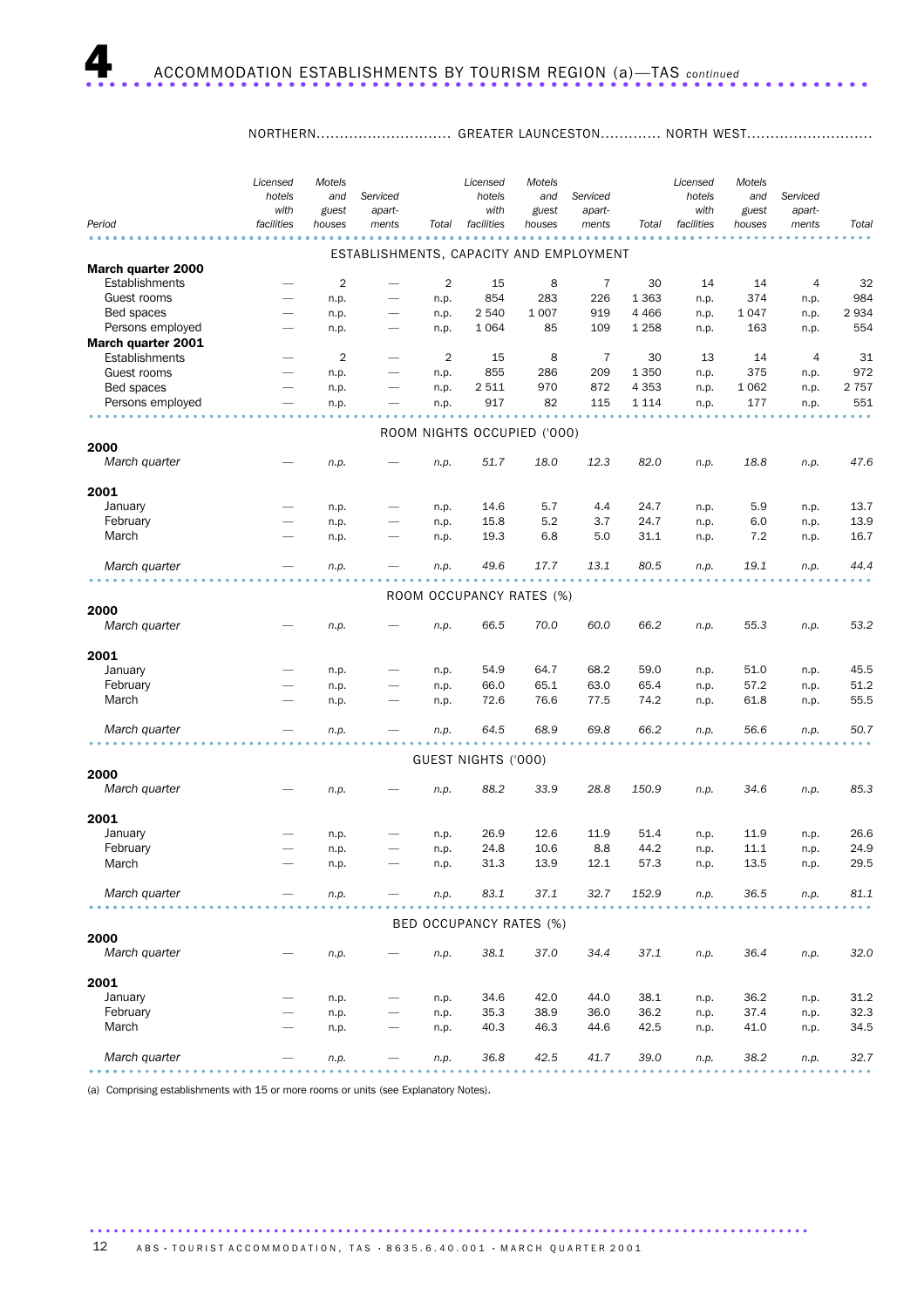# 4 ACCOMMODATION ESTABLISHMENTS BY TOURISM REGION (a)—TAS *continued*

| Period | NORTHERN Licensed hotels with facilities | NORTHERN Motels and guest houses | NORTHERN Serviced apartments | NORTHERN Total | GREATER LAUNCESTON Licensed hotels with facilities | GREATER LAUNCESTON Motels and guest houses | GREATER LAUNCESTON Serviced apartments | GREATER LAUNCESTON Total | NORTH WEST Licensed hotels with facilities | NORTH WEST Motels and guest houses | NORTH WEST Serviced apartments | NORTH WEST Total |
|---|---|---|---|---|---|---|---|---|---|---|---|---|
| **ESTABLISHMENTS, CAPACITY AND EMPLOYMENT** | | | | | | | | | | | | |
| **March quarter 2000** | | | | | | | | | | | | |
| Establishments | — | 2 | — | 2 | 15 | 8 | 7 | 30 | 14 | 14 | 4 | 32 |
| Guest rooms | — | n.p. | — | n.p. | 854 | 283 | 226 | 1 363 | n.p. | 374 | n.p. | 984 |
| Bed spaces | — | n.p. | — | n.p. | 2 540 | 1 007 | 919 | 4 466 | n.p. | 1 047 | n.p. | 2 934 |
| Persons employed | — | n.p. | — | n.p. | 1 064 | 85 | 109 | 1 258 | n.p. | 163 | n.p. | 554 |
| **March quarter 2001** | | | | | | | | | | | | |
| Establishments | — | 2 | — | 2 | 15 | 8 | 7 | 30 | 13 | 14 | 4 | 31 |
| Guest rooms | — | n.p. | — | n.p. | 855 | 286 | 209 | 1 350 | n.p. | 375 | n.p. | 972 |
| Bed spaces | — | n.p. | — | n.p. | 2 511 | 970 | 872 | 4 353 | n.p. | 1 062 | n.p. | 2 757 |
| Persons employed | — | n.p. | — | n.p. | 917 | 82 | 115 | 1 114 | n.p. | 177 | n.p. | 551 |
| **ROOM NIGHTS OCCUPIED ('000)** | | | | | | | | | | | | |
| **2000** | | | | | | | | | | | | |
| *March quarter* | — | *n.p.* | — | *n.p.* | *51.7* | *18.0* | *12.3* | *82.0* | *n.p.* | *18.8* | *n.p.* | *47.6* |
| **2001** | | | | | | | | | | | | |
| January | — | n.p. | — | n.p. | 14.6 | 5.7 | 4.4 | 24.7 | n.p. | 5.9 | n.p. | 13.7 |
| February | — | n.p. | — | n.p. | 15.8 | 5.2 | 3.7 | 24.7 | n.p. | 6.0 | n.p. | 13.9 |
| March | — | n.p. | — | n.p. | 19.3 | 6.8 | 5.0 | 31.1 | n.p. | 7.2 | n.p. | 16.7 |
| *March quarter* | — | *n.p.* | — | *n.p.* | *49.6* | *17.7* | *13.1* | *80.5* | *n.p.* | *19.1* | *n.p.* | *44.4* |
| **ROOM OCCUPANCY RATES (%)** | | | | | | | | | | | | |
| **2000** | | | | | | | | | | | | |
| *March quarter* | — | *n.p.* | — | *n.p.* | *66.5* | *70.0* | *60.0* | *66.2* | *n.p.* | *55.3* | *n.p.* | *53.2* |
| **2001** | | | | | | | | | | | | |
| January | — | n.p. | — | n.p. | 54.9 | 64.7 | 68.2 | 59.0 | n.p. | 51.0 | n.p. | 45.5 |
| February | — | n.p. | — | n.p. | 66.0 | 65.1 | 63.0 | 65.4 | n.p. | 57.2 | n.p. | 51.2 |
| March | — | n.p. | — | n.p. | 72.6 | 76.6 | 77.5 | 74.2 | n.p. | 61.8 | n.p. | 55.5 |
| *March quarter* | — | *n.p.* | — | *n.p.* | *64.5* | *68.9* | *69.8* | *66.2* | *n.p.* | *56.6* | *n.p.* | *50.7* |
| **GUEST NIGHTS ('000)** | | | | | | | | | | | | |
| **2000** | | | | | | | | | | | | |
| *March quarter* | — | *n.p.* | — | *n.p.* | *88.2* | *33.9* | *28.8* | *150.9* | *n.p.* | *34.6* | *n.p.* | *85.3* |
| **2001** | | | | | | | | | | | | |
| January | — | n.p. | — | n.p. | 26.9 | 12.6 | 11.9 | 51.4 | n.p. | 11.9 | n.p. | 26.6 |
| February | — | n.p. | — | n.p. | 24.8 | 10.6 | 8.8 | 44.2 | n.p. | 11.1 | n.p. | 24.9 |
| March | — | n.p. | — | n.p. | 31.3 | 13.9 | 12.1 | 57.3 | n.p. | 13.5 | n.p. | 29.5 |
| *March quarter* | — | *n.p.* | — | *n.p.* | *83.1* | *37.1* | *32.7* | *152.9* | *n.p.* | *36.5* | *n.p.* | *81.1* |
| **BED OCCUPANCY RATES (%)** | | | | | | | | | | | | |
| **2000** | | | | | | | | | | | | |
| *March quarter* | — | *n.p.* | — | *n.p.* | *38.1* | *37.0* | *34.4* | *37.1* | *n.p.* | *36.4* | *n.p.* | *32.0* |
| **2001** | | | | | | | | | | | | |
| January | — | n.p. | — | n.p. | 34.6 | 42.0 | 44.0 | 38.1 | n.p. | 36.2 | n.p. | 31.2 |
| February | — | n.p. | — | n.p. | 35.3 | 38.9 | 36.0 | 36.2 | n.p. | 37.4 | n.p. | 32.3 |
| March | — | n.p. | — | n.p. | 40.3 | 46.3 | 44.6 | 42.5 | n.p. | 41.0 | n.p. | 34.5 |
| *March quarter* | — | *n.p.* | — | *n.p.* | *36.8* | *42.5* | *41.7* | *39.0* | *n.p.* | *38.2* | *n.p.* | *32.7* |

(a) Comprising establishments with 15 or more rooms or units (see Explanatory Notes).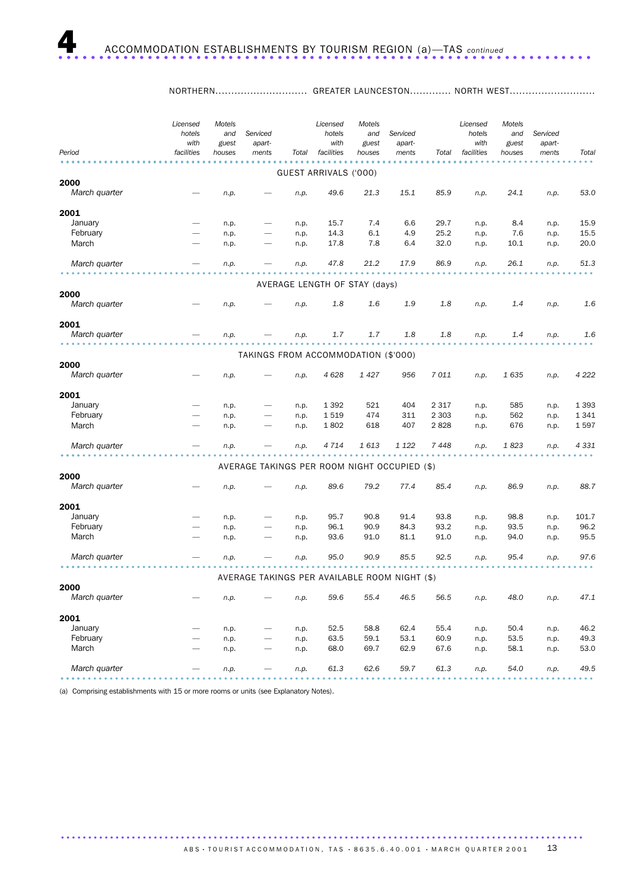# 4 ACCOMMODATION ESTABLISHMENTS BY TOURISM REGION (a)—TAS *continued*

| Period | NORTHERN Licensed hotels with facilities | NORTHERN Motels and guest houses | NORTHERN Serviced apartments | NORTHERN Total | GREATER LAUNCESTON Licensed hotels with facilities | GREATER LAUNCESTON Motels and guest houses | GREATER LAUNCESTON Serviced apartments | GREATER LAUNCESTON Total | NORTH WEST Licensed hotels with facilities | NORTH WEST Motels and guest houses | NORTH WEST Serviced apartments | NORTH WEST Total |
|---|---|---|---|---|---|---|---|---|---|---|---|---|
| **GUEST ARRIVALS ('000)** | | | | | | | | | | | | |
| **2000** | | | | | | | | | | | | |
| *March quarter* | — | *n.p.* | — | *n.p.* | *49.6* | *21.3* | *15.1* | *85.9* | *n.p.* | *24.1* | *n.p.* | *53.0* |
| **2001** | | | | | | | | | | | | |
| January | — | n.p. | — | n.p. | 15.7 | 7.4 | 6.6 | 29.7 | n.p. | 8.4 | n.p. | 15.9 |
| February | — | n.p. | — | n.p. | 14.3 | 6.1 | 4.9 | 25.2 | n.p. | 7.6 | n.p. | 15.5 |
| March | — | n.p. | — | n.p. | 17.8 | 7.8 | 6.4 | 32.0 | n.p. | 10.1 | n.p. | 20.0 |
| *March quarter* | — | *n.p.* | — | *n.p.* | *47.8* | *21.2* | *17.9* | *86.9* | *n.p.* | *26.1* | *n.p.* | *51.3* |
| **AVERAGE LENGTH OF STAY (days)** | | | | | | | | | | | | |
| **2000** | | | | | | | | | | | | |
| *March quarter* | — | *n.p.* | — | *n.p.* | *1.8* | *1.6* | *1.9* | *1.8* | *n.p.* | *1.4* | *n.p.* | *1.6* |
| **2001** | | | | | | | | | | | | |
| *March quarter* | — | *n.p.* | — | *n.p.* | *1.7* | *1.7* | *1.8* | *1.8* | *n.p.* | *1.4* | *n.p.* | *1.6* |
| **TAKINGS FROM ACCOMMODATION ($'000)** | | | | | | | | | | | | |
| **2000** | | | | | | | | | | | | |
| *March quarter* | — | *n.p.* | — | *n.p.* | *4 628* | *1 427* | *956* | *7 011* | *n.p.* | *1 635* | *n.p.* | *4 222* |
| **2001** | | | | | | | | | | | | |
| January | — | n.p. | — | n.p. | 1 392 | 521 | 404 | 2 317 | n.p. | 585 | n.p. | 1 393 |
| February | — | n.p. | — | n.p. | 1 519 | 474 | 311 | 2 303 | n.p. | 562 | n.p. | 1 341 |
| March | — | n.p. | — | n.p. | 1 802 | 618 | 407 | 2 828 | n.p. | 676 | n.p. | 1 597 |
| *March quarter* | — | *n.p.* | — | *n.p.* | *4 714* | *1 613* | *1 122* | *7 448* | *n.p.* | *1 823* | *n.p.* | *4 331* |
| **AVERAGE TAKINGS PER ROOM NIGHT OCCUPIED ($)** | | | | | | | | | | | | |
| **2000** | | | | | | | | | | | | |
| *March quarter* | — | *n.p.* | — | *n.p.* | *89.6* | *79.2* | *77.4* | *85.4* | *n.p.* | *86.9* | *n.p.* | *88.7* |
| **2001** | | | | | | | | | | | | |
| January | — | n.p. | — | n.p. | 95.7 | 90.8 | 91.4 | 93.8 | n.p. | 98.8 | n.p. | 101.7 |
| February | — | n.p. | — | n.p. | 96.1 | 90.9 | 84.3 | 93.2 | n.p. | 93.5 | n.p. | 96.2 |
| March | — | n.p. | — | n.p. | 93.6 | 91.0 | 81.1 | 91.0 | n.p. | 94.0 | n.p. | 95.5 |
| *March quarter* | — | *n.p.* | — | *n.p.* | *95.0* | *90.9* | *85.5* | *92.5* | *n.p.* | *95.4* | *n.p.* | *97.6* |
| **AVERAGE TAKINGS PER AVAILABLE ROOM NIGHT ($)** | | | | | | | | | | | | |
| **2000** | | | | | | | | | | | | |
| *March quarter* | — | *n.p.* | — | *n.p.* | *59.6* | *55.4* | *46.5* | *56.5* | *n.p.* | *48.0* | *n.p.* | *47.1* |
| **2001** | | | | | | | | | | | | |
| January | — | n.p. | — | n.p. | 52.5 | 58.8 | 62.4 | 55.4 | n.p. | 50.4 | n.p. | 46.2 |
| February | — | n.p. | — | n.p. | 63.5 | 59.1 | 53.1 | 60.9 | n.p. | 53.5 | n.p. | 49.3 |
| March | — | n.p. | — | n.p. | 68.0 | 69.7 | 62.9 | 67.6 | n.p. | 58.1 | n.p. | 53.0 |
| *March quarter* | — | *n.p.* | — | *n.p.* | *61.3* | *62.6* | *59.7* | *61.3* | *n.p.* | *54.0* | *n.p.* | *49.5* |

(a) Comprising establishments with 15 or more rooms or units (see Explanatory Notes).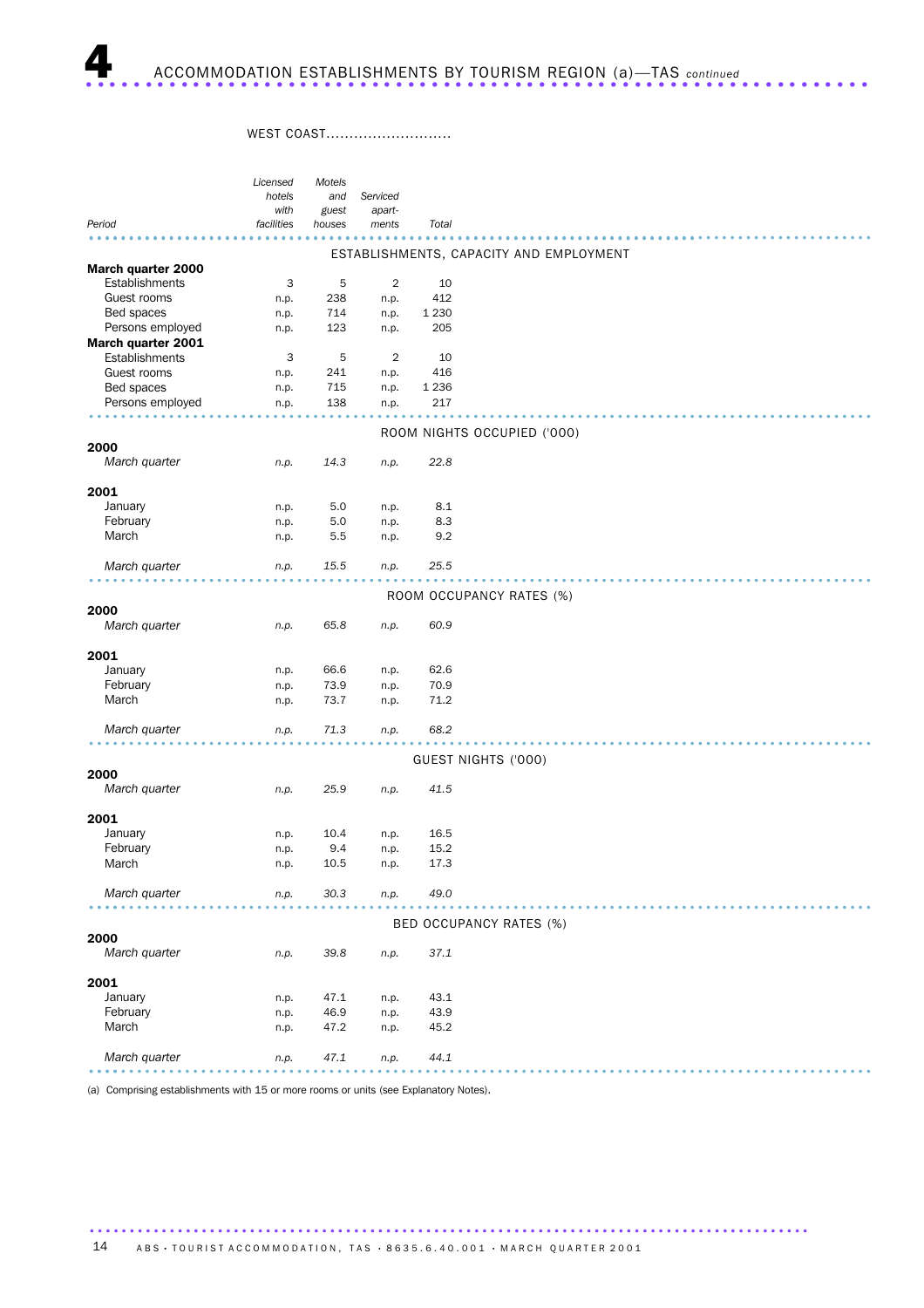# 4 ACCOMMODATION ESTABLISHMENTS BY TOURISM REGION (a)—TAS *continued*

WEST COAST...........................

| Period | *Licensed hotels with facilities* | *Motels and guest houses* | *Serviced apart-ments* | *Total* |
|---|---|---|---|---|
| | | | | |
| **ESTABLISHMENTS, CAPACITY AND EMPLOYMENT** | | | | |
| **March quarter 2000** | | | | |
| Establishments | 3 | 5 | 2 | 10 |
| Guest rooms | n.p. | 238 | n.p. | 412 |
| Bed spaces | n.p. | 714 | n.p. | 1 230 |
| Persons employed | n.p. | 123 | n.p. | 205 |
| **March quarter 2001** | | | | |
| Establishments | 3 | 5 | 2 | 10 |
| Guest rooms | n.p. | 241 | n.p. | 416 |
| Bed spaces | n.p. | 715 | n.p. | 1 236 |
| Persons employed | n.p. | 138 | n.p. | 217 |
| **ROOM NIGHTS OCCUPIED ('000)** | | | | |
| **2000** | | | | |
| *March quarter* | *n.p.* | *14.3* | *n.p.* | *22.8* |
| **2001** | | | | |
| January | n.p. | 5.0 | n.p. | 8.1 |
| February | n.p. | 5.0 | n.p. | 8.3 |
| March | n.p. | 5.5 | n.p. | 9.2 |
| *March quarter* | *n.p.* | *15.5* | *n.p.* | *25.5* |
| **ROOM OCCUPANCY RATES (%)** | | | | |
| **2000** | | | | |
| *March quarter* | *n.p.* | *65.8* | *n.p.* | *60.9* |
| **2001** | | | | |
| January | n.p. | 66.6 | n.p. | 62.6 |
| February | n.p. | 73.9 | n.p. | 70.9 |
| March | n.p. | 73.7 | n.p. | 71.2 |
| *March quarter* | *n.p.* | *71.3* | *n.p.* | *68.2* |
| **GUEST NIGHTS ('000)** | | | | |
| **2000** | | | | |
| *March quarter* | *n.p.* | *25.9* | *n.p.* | *41.5* |
| **2001** | | | | |
| January | n.p. | 10.4 | n.p. | 16.5 |
| February | n.p. | 9.4 | n.p. | 15.2 |
| March | n.p. | 10.5 | n.p. | 17.3 |
| *March quarter* | *n.p.* | *30.3* | *n.p.* | *49.0* |
| **BED OCCUPANCY RATES (%)** | | | | |
| **2000** | | | | |
| *March quarter* | *n.p.* | *39.8* | *n.p.* | *37.1* |
| **2001** | | | | |
| January | n.p. | 47.1 | n.p. | 43.1 |
| February | n.p. | 46.9 | n.p. | 43.9 |
| March | n.p. | 47.2 | n.p. | 45.2 |
| *March quarter* | *n.p.* | *47.1* | *n.p.* | *44.1* |

(a) Comprising establishments with 15 or more rooms or units (see Explanatory Notes).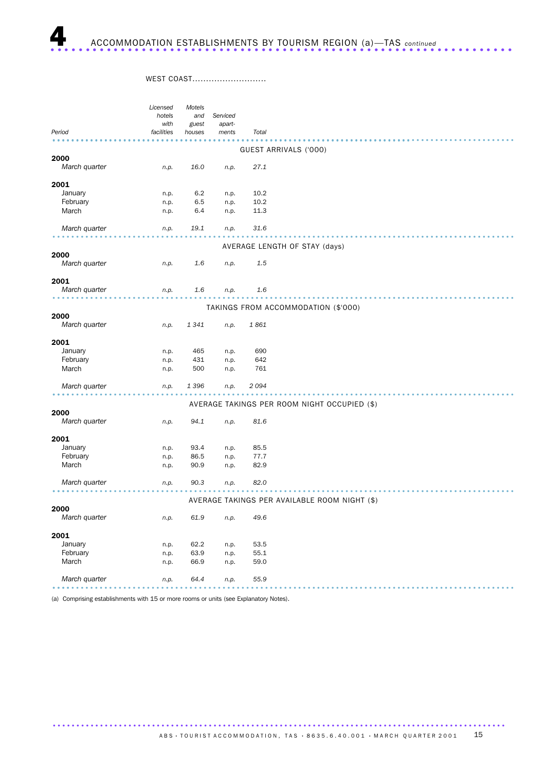# 4 ACCOMMODATION ESTABLISHMENTS BY TOURISM REGION (a)—TAS *continued*

WEST COAST...........................

| Period | *Licensed hotels with facilities* | *Motels and guest houses* | *Serviced apart-ments* | *Total* |
|---|---|---|---|---|
| | | | | |
| **GUEST ARRIVALS ('000)** | | | | |
| **2000** | | | | |
| *March quarter* | *n.p.* | *16.0* | *n.p.* | *27.1* |
| **2001** | | | | |
| January | n.p. | 6.2 | n.p. | 10.2 |
| February | n.p. | 6.5 | n.p. | 10.2 |
| March | n.p. | 6.4 | n.p. | 11.3 |
| *March quarter* | *n.p.* | *19.1* | *n.p.* | *31.6* |
| **AVERAGE LENGTH OF STAY (days)** | | | | |
| **2000** | | | | |
| *March quarter* | *n.p.* | *1.6* | *n.p.* | *1.5* |
| **2001** | | | | |
| *March quarter* | *n.p.* | *1.6* | *n.p.* | *1.6* |
| **TAKINGS FROM ACCOMMODATION ($'000)** | | | | |
| **2000** | | | | |
| *March quarter* | *n.p.* | *1 341* | *n.p.* | *1 861* |
| **2001** | | | | |
| January | n.p. | 465 | n.p. | 690 |
| February | n.p. | 431 | n.p. | 642 |
| March | n.p. | 500 | n.p. | 761 |
| *March quarter* | *n.p.* | *1 396* | *n.p.* | *2 094* |
| **AVERAGE TAKINGS PER ROOM NIGHT OCCUPIED ($)** | | | | |
| **2000** | | | | |
| *March quarter* | *n.p.* | *94.1* | *n.p.* | *81.6* |
| **2001** | | | | |
| January | n.p. | 93.4 | n.p. | 85.5 |
| February | n.p. | 86.5 | n.p. | 77.7 |
| March | n.p. | 90.9 | n.p. | 82.9 |
| *March quarter* | *n.p.* | *90.3* | *n.p.* | *82.0* |
| **AVERAGE TAKINGS PER AVAILABLE ROOM NIGHT ($)** | | | | |
| **2000** | | | | |
| *March quarter* | *n.p.* | *61.9* | *n.p.* | *49.6* |
| **2001** | | | | |
| January | n.p. | 62.2 | n.p. | 53.5 |
| February | n.p. | 63.9 | n.p. | 55.1 |
| March | n.p. | 66.9 | n.p. | 59.0 |
| *March quarter* | *n.p.* | *64.4* | *n.p.* | *55.9* |

(a) Comprising establishments with 15 or more rooms or units (see Explanatory Notes).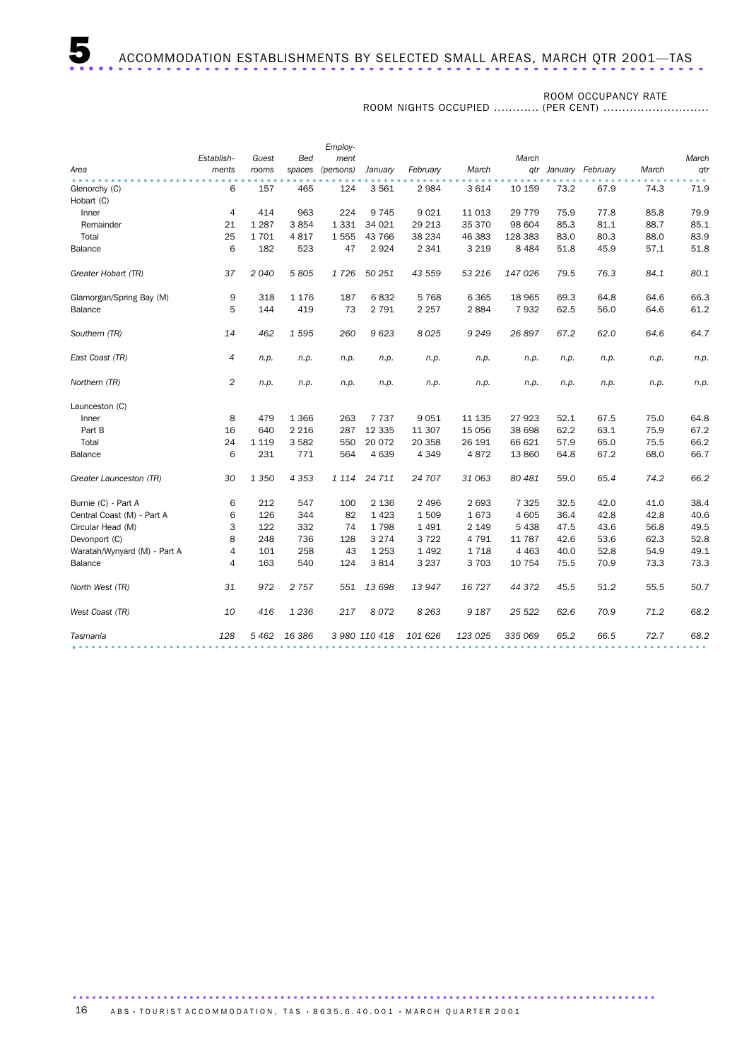# 5 ACCOMMODATION ESTABLISHMENTS BY SELECTED SMALL AREAS, MARCH QTR 2001—TAS

| Area | Establishments | Guest rooms | Bed spaces | Employment (persons) | ROOM NIGHTS OCCUPIED | | | | ROOM OCCUPANCY RATE (PER CENT) | | | |
|---|---|---|---|---|---|---|---|---|---|---|---|---|
| | | | | | January | February | March | March qtr | January | February | March | March qtr |
| Glenorchy (C) | 6 | 157 | 465 | 124 | 3 561 | 2 984 | 3 614 | 10 159 | 73.2 | 67.9 | 74.3 | 71.9 |
| Hobart (C) | | | | | | | | | | | | |
| Inner | 4 | 414 | 963 | 224 | 9 745 | 9 021 | 11 013 | 29 779 | 75.9 | 77.8 | 85.8 | 79.9 |
| Remainder | 21 | 1 287 | 3 854 | 1 331 | 34 021 | 29 213 | 35 370 | 98 604 | 85.3 | 81.1 | 88.7 | 85.1 |
| Total | 25 | 1 701 | 4 817 | 1 555 | 43 766 | 38 234 | 46 383 | 128 383 | 83.0 | 80.3 | 88.0 | 83.9 |
| Balance | 6 | 182 | 523 | 47 | 2 924 | 2 341 | 3 219 | 8 484 | 51.8 | 45.9 | 57.1 | 51.8 |
| *Greater Hobart (TR)* | *37* | *2 040* | *5 805* | *1 726* | *50 251* | *43 559* | *53 216* | *147 026* | *79.5* | *76.3* | *84.1* | *80.1* |
| Glamorgan/Spring Bay (M) | 9 | 318 | 1 176 | 187 | 6 832 | 5 768 | 6 365 | 18 965 | 69.3 | 64.8 | 64.6 | 66.3 |
| Balance | 5 | 144 | 419 | 73 | 2 791 | 2 257 | 2 884 | 7 932 | 62.5 | 56.0 | 64.6 | 61.2 |
| *Southern (TR)* | *14* | *462* | *1 595* | *260* | *9 623* | *8 025* | *9 249* | *26 897* | *67.2* | *62.0* | *64.6* | *64.7* |
| *East Coast (TR)* | *4* | *n.p.* | *n.p.* | *n.p.* | *n.p.* | *n.p.* | *n.p.* | *n.p.* | *n.p.* | *n.p.* | *n.p.* | *n.p.* |
| *Northern (TR)* | *2* | *n.p.* | *n.p.* | *n.p.* | *n.p.* | *n.p.* | *n.p.* | *n.p.* | *n.p.* | *n.p.* | *n.p.* | *n.p.* |
| Launceston (C) | | | | | | | | | | | | |
| Inner | 8 | 479 | 1 366 | 263 | 7 737 | 9 051 | 11 135 | 27 923 | 52.1 | 67.5 | 75.0 | 64.8 |
| Part B | 16 | 640 | 2 216 | 287 | 12 335 | 11 307 | 15 056 | 38 698 | 62.2 | 63.1 | 75.9 | 67.2 |
| Total | 24 | 1 119 | 3 582 | 550 | 20 072 | 20 358 | 26 191 | 66 621 | 57.9 | 65.0 | 75.5 | 66.2 |
| Balance | 6 | 231 | 771 | 564 | 4 639 | 4 349 | 4 872 | 13 860 | 64.8 | 67.2 | 68.0 | 66.7 |
| *Greater Launceston (TR)* | *30* | *1 350* | *4 353* | *1 114* | *24 711* | *24 707* | *31 063* | *80 481* | *59.0* | *65.4* | *74.2* | *66.2* |
| Burnie (C) - Part A | 6 | 212 | 547 | 100 | 2 136 | 2 496 | 2 693 | 7 325 | 32.5 | 42.0 | 41.0 | 38.4 |
| Central Coast (M) - Part A | 6 | 126 | 344 | 82 | 1 423 | 1 509 | 1 673 | 4 605 | 36.4 | 42.8 | 42.8 | 40.6 |
| Circular Head (M) | 3 | 122 | 332 | 74 | 1 798 | 1 491 | 2 149 | 5 438 | 47.5 | 43.6 | 56.8 | 49.5 |
| Devonport (C) | 8 | 248 | 736 | 128 | 3 274 | 3 722 | 4 791 | 11 787 | 42.6 | 53.6 | 62.3 | 52.8 |
| Waratah/Wynyard (M) - Part A | 4 | 101 | 258 | 43 | 1 253 | 1 492 | 1 718 | 4 463 | 40.0 | 52.8 | 54.9 | 49.1 |
| Balance | 4 | 163 | 540 | 124 | 3 814 | 3 237 | 3 703 | 10 754 | 75.5 | 70.9 | 73.3 | 73.3 |
| *North West (TR)* | *31* | *972* | *2 757* | *551* | *13 698* | *13 947* | *16 727* | *44 372* | *45.5* | *51.2* | *55.5* | *50.7* |
| *West Coast (TR)* | *10* | *416* | *1 236* | *217* | *8 072* | *8 263* | *9 187* | *25 522* | *62.6* | *70.9* | *71.2* | *68.2* |
| *Tasmania* | *128* | *5 462* | *16 386* | *3 980* | *110 418* | *101 626* | *123 025* | *335 069* | *65.2* | *66.5* | *72.7* | *68.2* |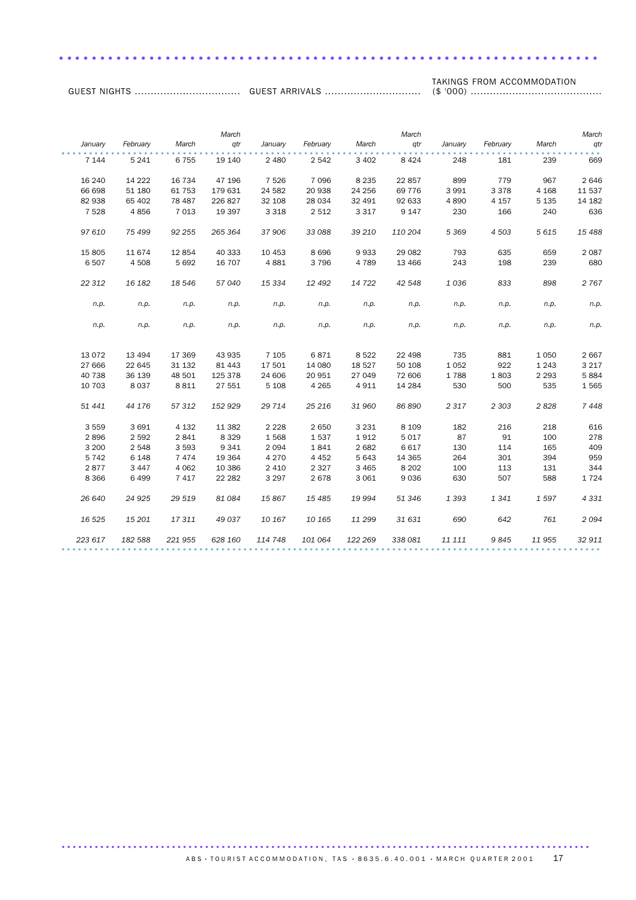| GUEST NIGHTS | | | | GUEST ARRIVALS | | | | TAKINGS FROM ACCOMMODATION ($ '000) | | | |
|---|---|---|---|---|---|---|---|---|---|---|---|
| January | February | March | March qtr | January | February | March | March qtr | January | February | March | March qtr |
| 7 144 | 5 241 | 6 755 | 19 140 | 2 480 | 2 542 | 3 402 | 8 424 | 248 | 181 | 239 | 669 |
| 16 240 | 14 222 | 16 734 | 47 196 | 7 526 | 7 096 | 8 235 | 22 857 | 899 | 779 | 967 | 2 646 |
| 66 698 | 51 180 | 61 753 | 179 631 | 24 582 | 20 938 | 24 256 | 69 776 | 3 991 | 3 378 | 4 168 | 11 537 |
| 82 938 | 65 402 | 78 487 | 226 827 | 32 108 | 28 034 | 32 491 | 92 633 | 4 890 | 4 157 | 5 135 | 14 182 |
| 7 528 | 4 856 | 7 013 | 19 397 | 3 318 | 2 512 | 3 317 | 9 147 | 230 | 166 | 240 | 636 |
| *97 610* | *75 499* | *92 255* | *265 364* | *37 906* | *33 088* | *39 210* | *110 204* | *5 369* | *4 503* | *5 615* | *15 488* |
| 15 805 | 11 674 | 12 854 | 40 333 | 10 453 | 8 696 | 9 933 | 29 082 | 793 | 635 | 659 | 2 087 |
| 6 507 | 4 508 | 5 692 | 16 707 | 4 881 | 3 796 | 4 789 | 13 466 | 243 | 198 | 239 | 680 |
| *22 312* | *16 182* | *18 546* | *57 040* | *15 334* | *12 492* | *14 722* | *42 548* | *1 036* | *833* | *898* | *2 767* |
| *n.p.* | *n.p.* | *n.p.* | *n.p.* | *n.p.* | *n.p.* | *n.p.* | *n.p.* | *n.p.* | *n.p.* | *n.p.* | *n.p.* |
| *n.p.* | *n.p.* | *n.p.* | *n.p.* | *n.p.* | *n.p.* | *n.p.* | *n.p.* | *n.p.* | *n.p.* | *n.p.* | *n.p.* |
| 13 072 | 13 494 | 17 369 | 43 935 | 7 105 | 6 871 | 8 522 | 22 498 | 735 | 881 | 1 050 | 2 667 |
| 27 666 | 22 645 | 31 132 | 81 443 | 17 501 | 14 080 | 18 527 | 50 108 | 1 052 | 922 | 1 243 | 3 217 |
| 40 738 | 36 139 | 48 501 | 125 378 | 24 606 | 20 951 | 27 049 | 72 606 | 1 788 | 1 803 | 2 293 | 5 884 |
| 10 703 | 8 037 | 8 811 | 27 551 | 5 108 | 4 265 | 4 911 | 14 284 | 530 | 500 | 535 | 1 565 |
| *51 441* | *44 176* | *57 312* | *152 929* | *29 714* | *25 216* | *31 960* | *86 890* | *2 317* | *2 303* | *2 828* | *7 448* |
| 3 559 | 3 691 | 4 132 | 11 382 | 2 228 | 2 650 | 3 231 | 8 109 | 182 | 216 | 218 | 616 |
| 2 896 | 2 592 | 2 841 | 8 329 | 1 568 | 1 537 | 1 912 | 5 017 | 87 | 91 | 100 | 278 |
| 3 200 | 2 548 | 3 593 | 9 341 | 2 094 | 1 841 | 2 682 | 6 617 | 130 | 114 | 165 | 409 |
| 5 742 | 6 148 | 7 474 | 19 364 | 4 270 | 4 452 | 5 643 | 14 365 | 264 | 301 | 394 | 959 |
| 2 877 | 3 447 | 4 062 | 10 386 | 2 410 | 2 327 | 3 465 | 8 202 | 100 | 113 | 131 | 344 |
| 8 366 | 6 499 | 7 417 | 22 282 | 3 297 | 2 678 | 3 061 | 9 036 | 630 | 507 | 588 | 1 724 |
| *26 640* | *24 925* | *29 519* | *81 084* | *15 867* | *15 485* | *19 994* | *51 346* | *1 393* | *1 341* | *1 597* | *4 331* |
| *16 525* | *15 201* | *17 311* | *49 037* | *10 167* | *10 165* | *11 299* | *31 631* | *690* | *642* | *761* | *2 094* |
| *223 617* | *182 588* | *221 955* | *628 160* | *114 748* | *101 064* | *122 269* | *338 081* | *11 111* | *9 845* | *11 955* | *32 911* |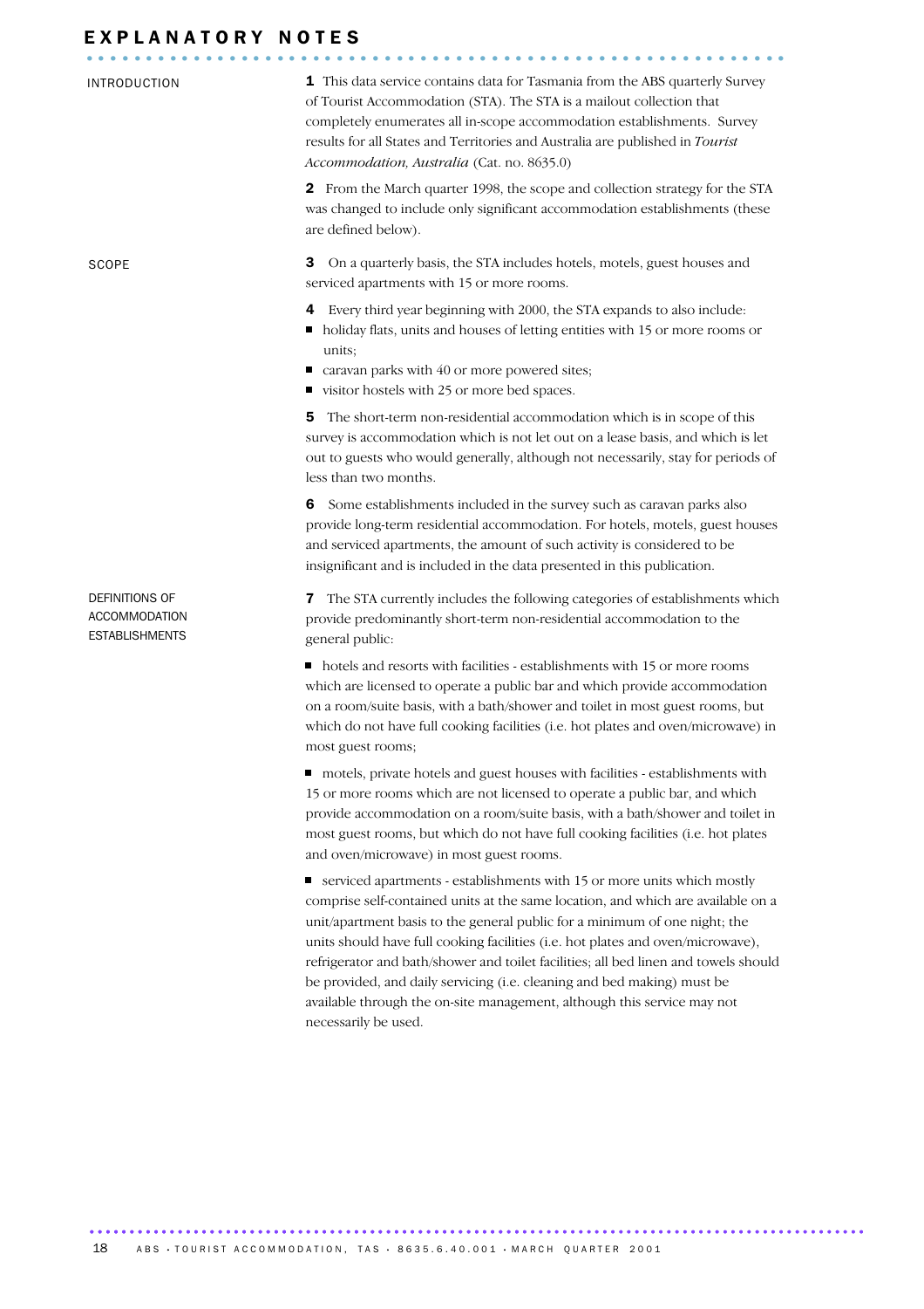# EXPLANATORY NOTES

## INTRODUCTION

**1** This data service contains data for Tasmania from the ABS quarterly Survey of Tourist Accommodation (STA). The STA is a mailout collection that completely enumerates all in-scope accommodation establishments. Survey results for all States and Territories and Australia are published in *Tourist Accommodation, Australia* (Cat. no. 8635.0)

**2** From the March quarter 1998, the scope and collection strategy for the STA was changed to include only significant accommodation establishments (these are defined below).

## SCOPE

**3** On a quarterly basis, the STA includes hotels, motels, guest houses and serviced apartments with 15 or more rooms.

**4** Every third year beginning with 2000, the STA expands to also include:

- holiday flats, units and houses of letting entities with 15 or more rooms or units;
- caravan parks with 40 or more powered sites;
- visitor hostels with 25 or more bed spaces.

**5** The short-term non-residential accommodation which is in scope of this survey is accommodation which is not let out on a lease basis, and which is let out to guests who would generally, although not necessarily, stay for periods of less than two months.

**6** Some establishments included in the survey such as caravan parks also provide long-term residential accommodation. For hotels, motels, guest houses and serviced apartments, the amount of such activity is considered to be insignificant and is included in the data presented in this publication.

## DEFINITIONS OF ACCOMMODATION ESTABLISHMENTS

**7** The STA currently includes the following categories of establishments which provide predominantly short-term non-residential accommodation to the general public:

- hotels and resorts with facilities - establishments with 15 or more rooms which are licensed to operate a public bar and which provide accommodation on a room/suite basis, with a bath/shower and toilet in most guest rooms, but which do not have full cooking facilities (i.e. hot plates and oven/microwave) in most guest rooms;

- motels, private hotels and guest houses with facilities - establishments with 15 or more rooms which are not licensed to operate a public bar, and which provide accommodation on a room/suite basis, with a bath/shower and toilet in most guest rooms, but which do not have full cooking facilities (i.e. hot plates and oven/microwave) in most guest rooms.

- serviced apartments - establishments with 15 or more units which mostly comprise self-contained units at the same location, and which are available on a unit/apartment basis to the general public for a minimum of one night; the units should have full cooking facilities (i.e. hot plates and oven/microwave), refrigerator and bath/shower and toilet facilities; all bed linen and towels should be provided, and daily servicing (i.e. cleaning and bed making) must be available through the on-site management, although this service may not necessarily be used.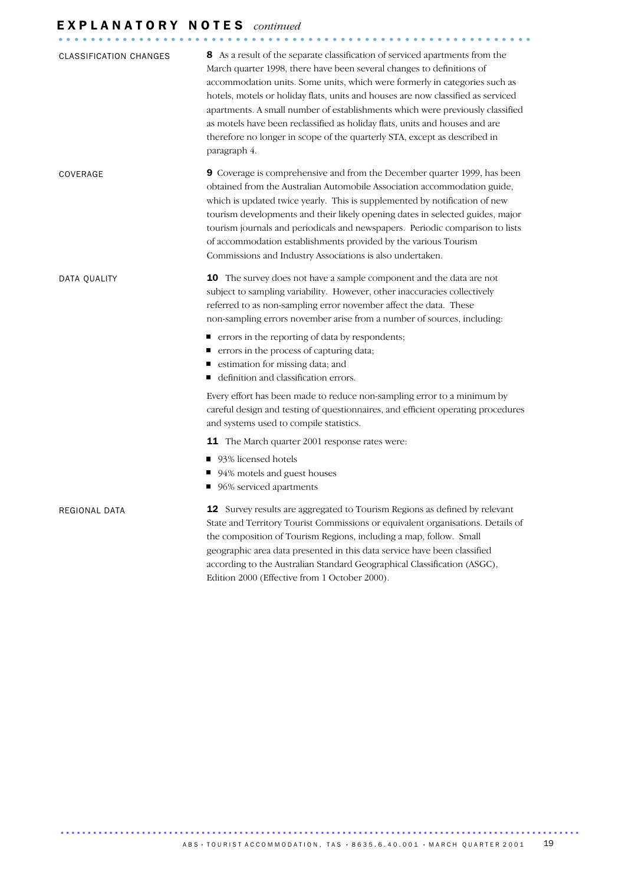# EXPLANATORY NOTES *continued*

## CLASSIFICATION CHANGES

**8** As a result of the separate classification of serviced apartments from the March quarter 1998, there have been several changes to definitions of accommodation units. Some units, which were formerly in categories such as hotels, motels or holiday flats, units and houses are now classified as serviced apartments. A small number of establishments which were previously classified as motels have been reclassified as holiday flats, units and houses and are therefore no longer in scope of the quarterly STA, except as described in paragraph 4.

## COVERAGE

**9** Coverage is comprehensive and from the December quarter 1999, has been obtained from the Australian Automobile Association accommodation guide, which is updated twice yearly. This is supplemented by notification of new tourism developments and their likely opening dates in selected guides, major tourism journals and periodicals and newspapers. Periodic comparison to lists of accommodation establishments provided by the various Tourism Commissions and Industry Associations is also undertaken.

## DATA QUALITY

**10** The survey does not have a sample component and the data are not subject to sampling variability. However, other inaccuracies collectively referred to as non-sampling error november affect the data. These non-sampling errors november arise from a number of sources, including:

- errors in the reporting of data by respondents;
- errors in the process of capturing data;
- estimation for missing data; and
- definition and classification errors.

Every effort has been made to reduce non-sampling error to a minimum by careful design and testing of questionnaires, and efficient operating procedures and systems used to compile statistics.

**11** The March quarter 2001 response rates were:

- 93% licensed hotels
- 94% motels and guest houses
- 96% serviced apartments

## REGIONAL DATA

**12** Survey results are aggregated to Tourism Regions as defined by relevant State and Territory Tourist Commissions or equivalent organisations. Details of the composition of Tourism Regions, including a map, follow. Small geographic area data presented in this data service have been classified according to the Australian Standard Geographical Classification (ASGC), Edition 2000 (Effective from 1 October 2000).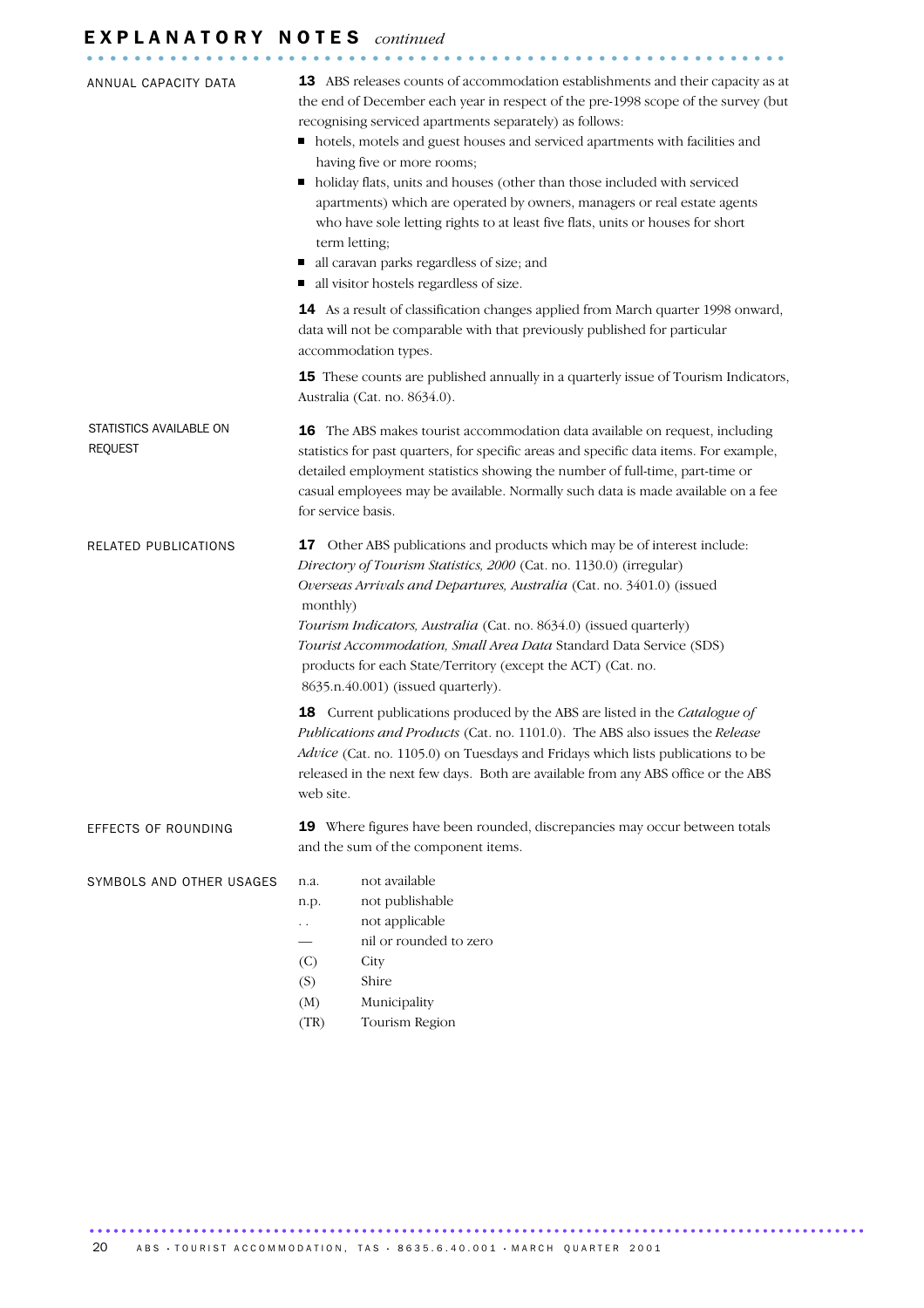# EXPLANATORY NOTES *continued*

## ANNUAL CAPACITY DATA

**13** ABS releases counts of accommodation establishments and their capacity as at the end of December each year in respect of the pre-1998 scope of the survey (but recognising serviced apartments separately) as follows:

- hotels, motels and guest houses and serviced apartments with facilities and having five or more rooms;
- holiday flats, units and houses (other than those included with serviced apartments) which are operated by owners, managers or real estate agents who have sole letting rights to at least five flats, units or houses for short term letting;
- all caravan parks regardless of size; and
- all visitor hostels regardless of size.

**14** As a result of classification changes applied from March quarter 1998 onward, data will not be comparable with that previously published for particular accommodation types.

**15** These counts are published annually in a quarterly issue of Tourism Indicators, Australia (Cat. no. 8634.0).

## STATISTICS AVAILABLE ON REQUEST

**16** The ABS makes tourist accommodation data available on request, including statistics for past quarters, for specific areas and specific data items. For example, detailed employment statistics showing the number of full-time, part-time or casual employees may be available. Normally such data is made available on a fee for service basis.

## RELATED PUBLICATIONS

**17** Other ABS publications and products which may be of interest include:

*Directory of Tourism Statistics, 2000* (Cat. no. 1130.0) (irregular)

*Overseas Arrivals and Departures, Australia* (Cat. no. 3401.0) (issued monthly)

*Tourism Indicators, Australia* (Cat. no. 8634.0) (issued quarterly)

*Tourist Accommodation, Small Area Data* Standard Data Service (SDS) products for each State/Territory (except the ACT) (Cat. no. 8635.n.40.001) (issued quarterly).

**18** Current publications produced by the ABS are listed in the *Catalogue of Publications and Products* (Cat. no. 1101.0). The ABS also issues the *Release Advice* (Cat. no. 1105.0) on Tuesdays and Fridays which lists publications to be released in the next few days. Both are available from any ABS office or the ABS web site.

## EFFECTS OF ROUNDING

**19** Where figures have been rounded, discrepancies may occur between totals and the sum of the component items.

## SYMBOLS AND OTHER USAGES

| | |
|---|---|
| n.a. | not available |
| n.p. | not publishable |
| . . | not applicable |
| — | nil or rounded to zero |
| (C) | City |
| (S) | Shire |
| (M) | Municipality |
| (TR) | Tourism Region |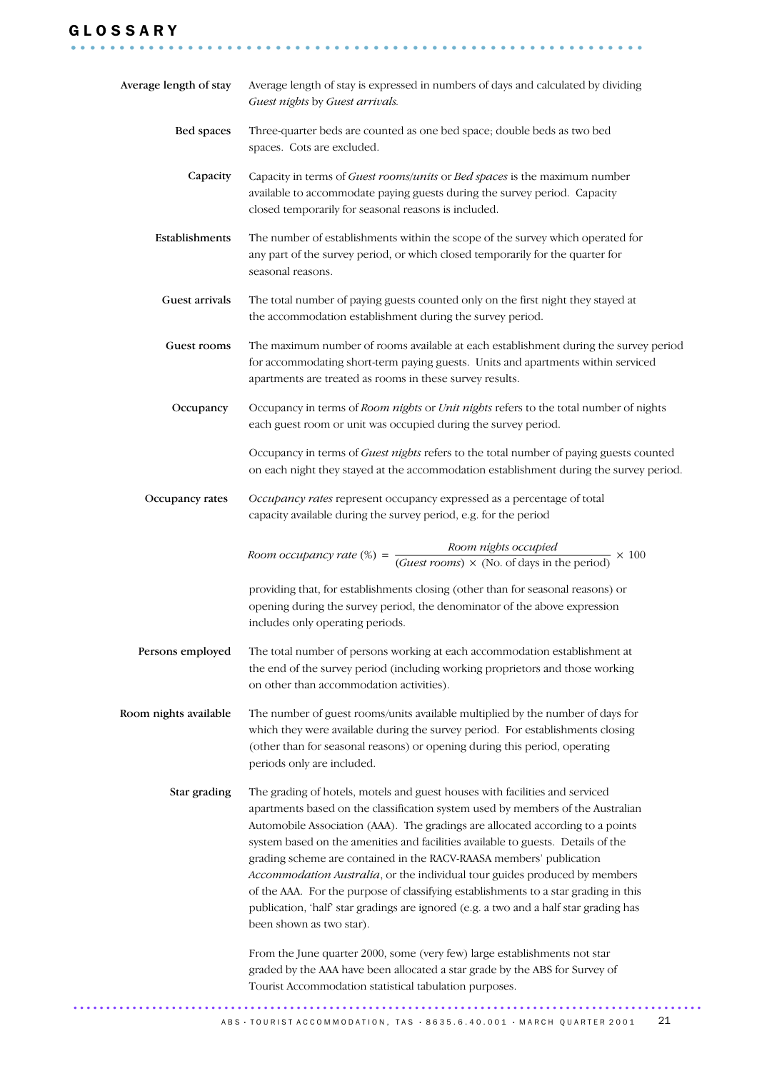# GLOSSARY

**Average length of stay**

Average length of stay is expressed in numbers of days and calculated by dividing *Guest nights* by *Guest arrivals.*

**Bed spaces**

Three-quarter beds are counted as one bed space; double beds as two bed spaces. Cots are excluded.

**Capacity**

Capacity in terms of *Guest rooms/units* or *Bed spaces* is the maximum number available to accommodate paying guests during the survey period. Capacity closed temporarily for seasonal reasons is included.

**Establishments**

The number of establishments within the scope of the survey which operated for any part of the survey period, or which closed temporarily for the quarter for seasonal reasons.

**Guest arrivals**

The total number of paying guests counted only on the first night they stayed at the accommodation establishment during the survey period.

**Guest rooms**

The maximum number of rooms available at each establishment during the survey period for accommodating short-term paying guests. Units and apartments within serviced apartments are treated as rooms in these survey results.

**Occupancy**

Occupancy in terms of *Room nights* or *Unit nights* refers to the total number of nights each guest room or unit was occupied during the survey period.

Occupancy in terms of *Guest nights* refers to the total number of paying guests counted on each night they stayed at the accommodation establishment during the survey period.

**Occupancy rates**

*Occupancy rates* represent occupancy expressed as a percentage of total capacity available during the survey period, e.g. for the period

$$\textit{Room occupancy rate } (\%) = \frac{\textit{Room nights occupied}}{(\textit{Guest rooms}) \times (\text{No. of days in the period})} \times 100$$

providing that, for establishments closing (other than for seasonal reasons) or opening during the survey period, the denominator of the above expression includes only operating periods.

**Persons employed**

The total number of persons working at each accommodation establishment at the end of the survey period (including working proprietors and those working on other than accommodation activities).

**Room nights available**

The number of guest rooms/units available multiplied by the number of days for which they were available during the survey period. For establishments closing (other than for seasonal reasons) or opening during this period, operating periods only are included.

**Star grading**

The grading of hotels, motels and guest houses with facilities and serviced apartments based on the classification system used by members of the Australian Automobile Association (AAA). The gradings are allocated according to a points system based on the amenities and facilities available to guests. Details of the grading scheme are contained in the RACV-RAASA members' publication *Accommodation Australia*, or the individual tour guides produced by members of the AAA. For the purpose of classifying establishments to a star grading in this publication, 'half' star gradings are ignored (e.g. a two and a half star grading has been shown as two star).

From the June quarter 2000, some (very few) large establishments not star graded by the AAA have been allocated a star grade by the ABS for Survey of Tourist Accommodation statistical tabulation purposes.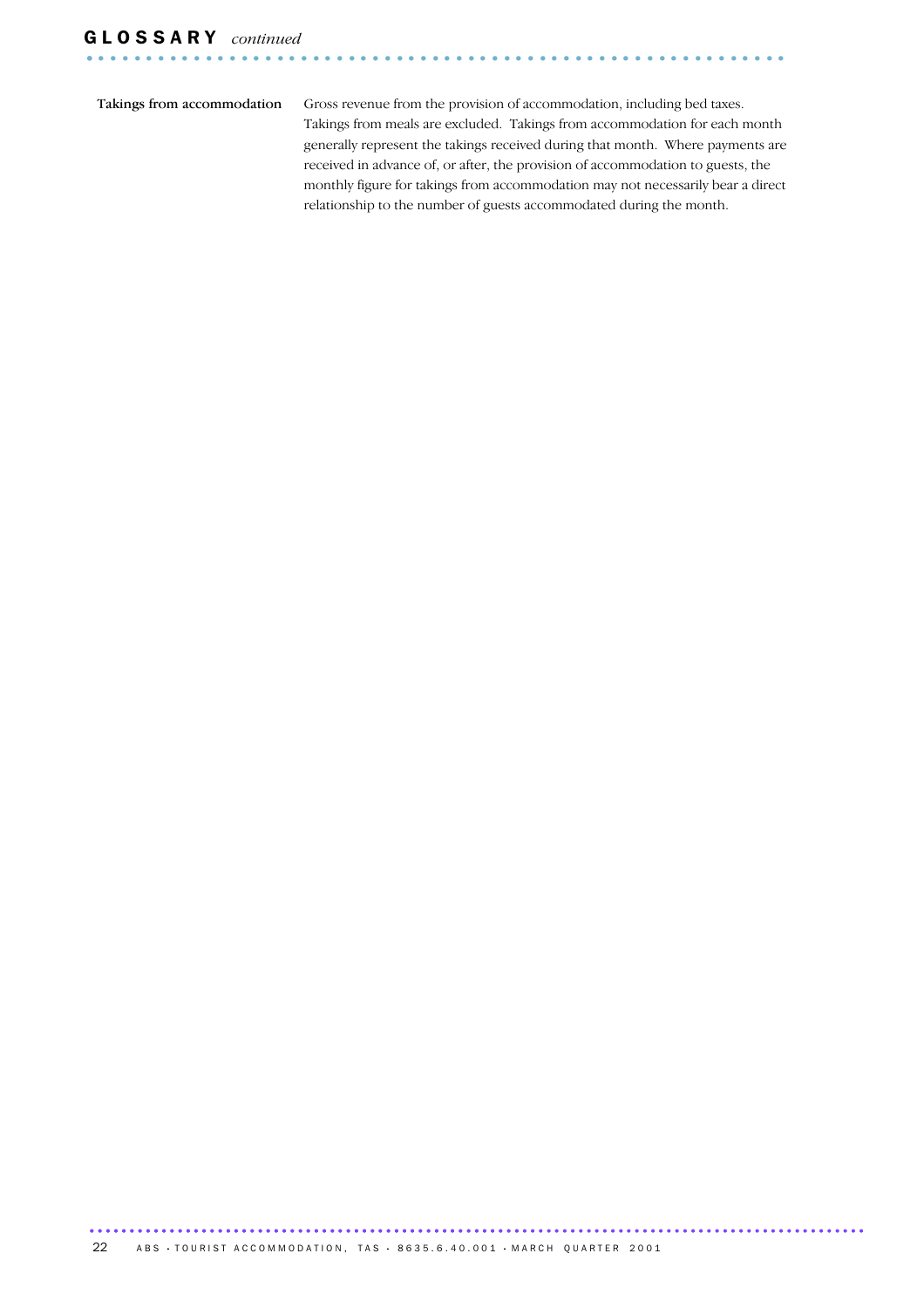## GLOSSARY *continued*

**Takings from accommodation**

Gross revenue from the provision of accommodation, including bed taxes. Takings from meals are excluded. Takings from accommodation for each month generally represent the takings received during that month. Where payments are received in advance of, or after, the provision of accommodation to guests, the monthly figure for takings from accommodation may not necessarily bear a direct relationship to the number of guests accommodated during the month.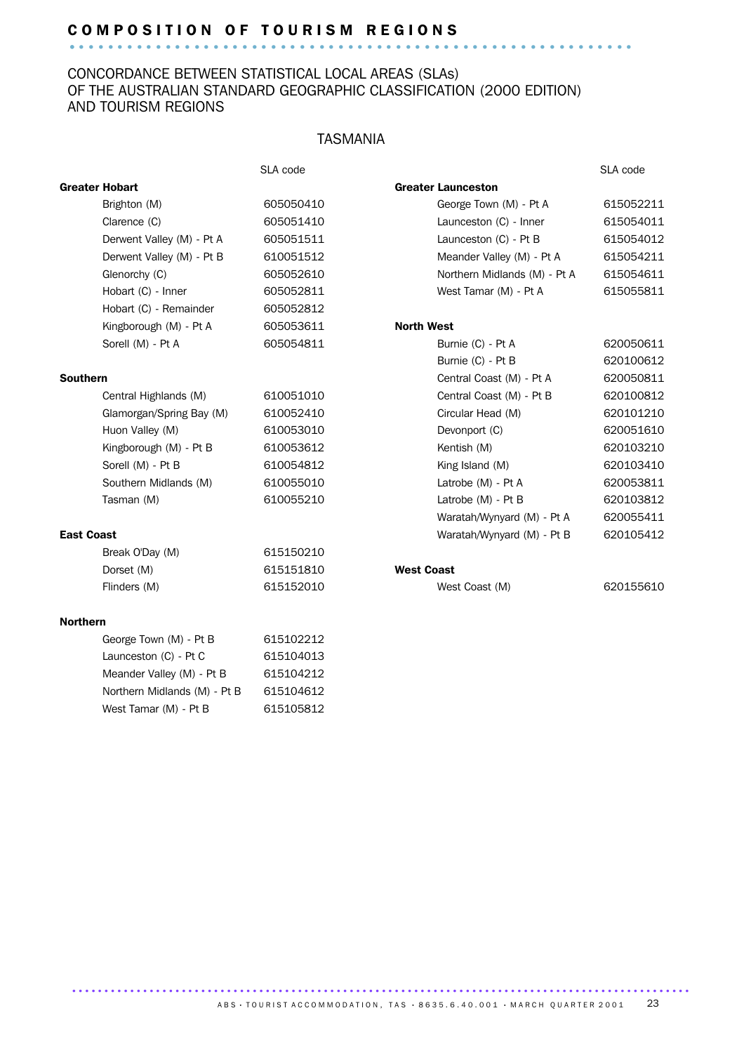## COMPOSITION OF TOURISM REGIONS

CONCORDANCE BETWEEN STATISTICAL LOCAL AREAS (SLAs) OF THE AUSTRALIAN STANDARD GEOGRAPHIC CLASSIFICATION (2000 EDITION) AND TOURISM REGIONS

### TASMANIA

| | SLA code |
|---|---|
| **Greater Hobart** | |
| Brighton (M) | 605050410 |
| Clarence (C) | 605051410 |
| Derwent Valley (M) - Pt A | 605051511 |
| Derwent Valley (M) - Pt B | 610051512 |
| Glenorchy (C) | 605052610 |
| Hobart (C) - Inner | 605052811 |
| Hobart (C) - Remainder | 605052812 |
| Kingborough (M) - Pt A | 605053611 |
| Sorell (M) - Pt A | 605054811 |
| **Southern** | |
| Central Highlands (M) | 610051010 |
| Glamorgan/Spring Bay (M) | 610052410 |
| Huon Valley (M) | 610053010 |
| Kingborough (M) - Pt B | 610053612 |
| Sorell (M) - Pt B | 610054812 |
| Southern Midlands (M) | 610055010 |
| Tasman (M) | 610055210 |
| **East Coast** | |
| Break O'Day (M) | 615150210 |
| Dorset (M) | 615151810 |
| Flinders (M) | 615152010 |
| **Northern** | |
| George Town (M) - Pt B | 615102212 |
| Launceston (C) - Pt C | 615104013 |
| Meander Valley (M) - Pt B | 615104212 |
| Northern Midlands (M) - Pt B | 615104612 |
| West Tamar (M) - Pt B | 615105812 |
| **Greater Launceston** | |
| George Town (M) - Pt A | 615052211 |
| Launceston (C) - Inner | 615054011 |
| Launceston (C) - Pt B | 615054012 |
| Meander Valley (M) - Pt A | 615054211 |
| Northern Midlands (M) - Pt A | 615054611 |
| West Tamar (M) - Pt A | 615055811 |
| **North West** | |
| Burnie (C) - Pt A | 620050611 |
| Burnie (C) - Pt B | 620100612 |
| Central Coast (M) - Pt A | 620050811 |
| Central Coast (M) - Pt B | 620100812 |
| Circular Head (M) | 620101210 |
| Devonport (C) | 620051610 |
| Kentish (M) | 620103210 |
| King Island (M) | 620103410 |
| Latrobe (M) - Pt A | 620053811 |
| Latrobe (M) - Pt B | 620103812 |
| Waratah/Wynyard (M) - Pt A | 620055411 |
| Waratah/Wynyard (M) - Pt B | 620105412 |
| **West Coast** | |
| West Coast (M) | 620155610 |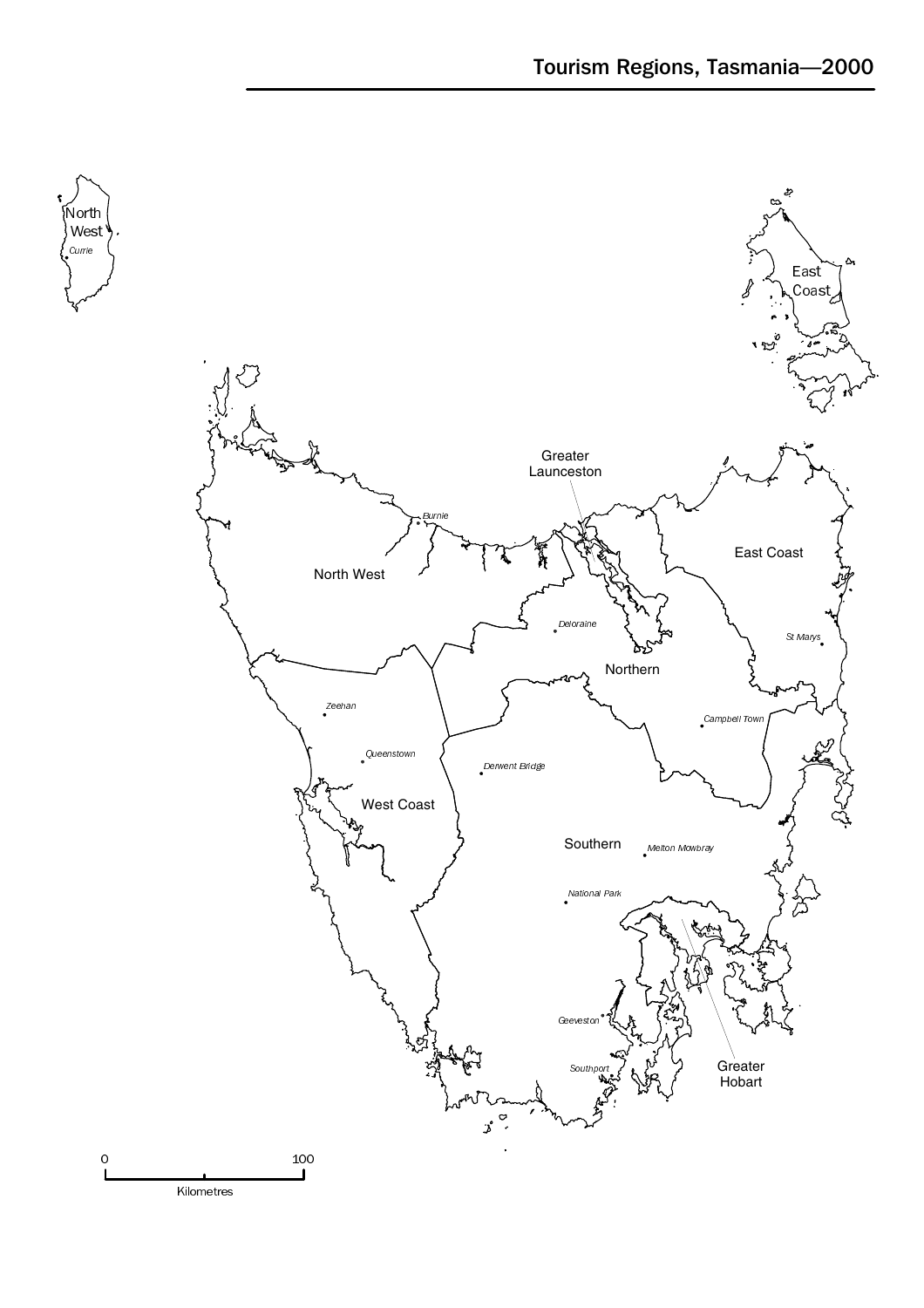## Tourism Regions, Tasmania—2000

North West

*Currie*

East Coast

Greater Launceston

*Burnie*

North West

East Coast

*Deloraine*

*St Marys*

Northern

*Zeehan*

*Campbell Town*

*Queenstown*

*Derwent Bridge*

West Coast

Southern

*Melton Mowbray*

*National Park*

*Geeveston*

*Southport*

Greater Hobart

0 100

Kilometres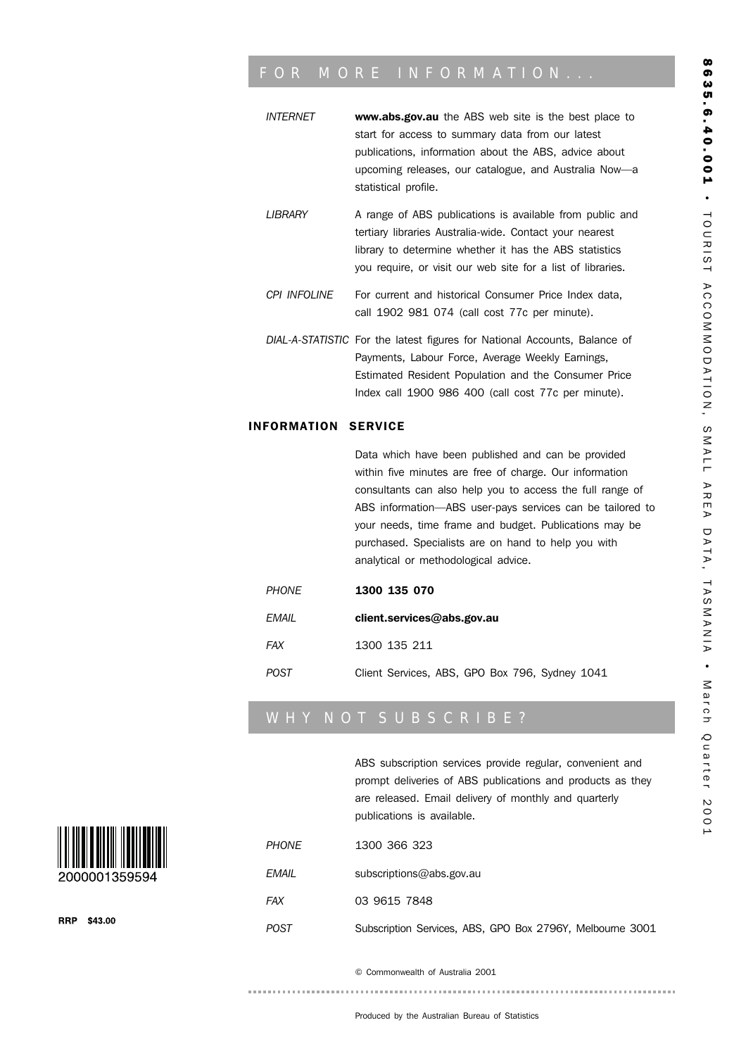## FOR MORE INFORMATION...

| | |
|---|---|
| *INTERNET* | **www.abs.gov.au** the ABS web site is the best place to start for access to summary data from our latest publications, information about the ABS, advice about upcoming releases, our catalogue, and Australia Now—a statistical profile. |
| *LIBRARY* | A range of ABS publications is available from public and tertiary libraries Australia-wide. Contact your nearest library to determine whether it has the ABS statistics you require, or visit our web site for a list of libraries. |
| *CPI INFOLINE* | For current and historical Consumer Price Index data, call 1902 981 074 (call cost 77c per minute). |
| *DIAL-A-STATISTIC* | For the latest figures for National Accounts, Balance of Payments, Labour Force, Average Weekly Earnings, Estimated Resident Population and the Consumer Price Index call 1900 986 400 (call cost 77c per minute). |

### INFORMATION SERVICE

Data which have been published and can be provided within five minutes are free of charge. Our information consultants can also help you to access the full range of ABS information—ABS user-pays services can be tailored to your needs, time frame and budget. Publications may be purchased. Specialists are on hand to help you with analytical or methodological advice.

| | |
|---|---|
| *PHONE* | **1300 135 070** |
| *EMAIL* | **client.services@abs.gov.au** |
| *FAX* | 1300 135 211 |
| *POST* | Client Services, ABS, GPO Box 796, Sydney 1041 |

## WHY NOT SUBSCRIBE?

ABS subscription services provide regular, convenient and prompt deliveries of ABS publications and products as they are released. Email delivery of monthly and quarterly publications is available.

| | |
|---|---|
| *PHONE* | 1300 366 323 |
| *EMAIL* | subscriptions@abs.gov.au |
| *FAX* | 03 9615 7848 |
| *POST* | Subscription Services, ABS, GPO Box 2796Y, Melbourne 3001 |

2000001359594

**RRP $43.00**

© Commonwealth of Australia 2001

Produced by the Australian Bureau of Statistics

**8635.6.40.001** • TOURIST ACCOMMODATION, SMALL AREA DATA, TASMANIA • March Quarter 2001